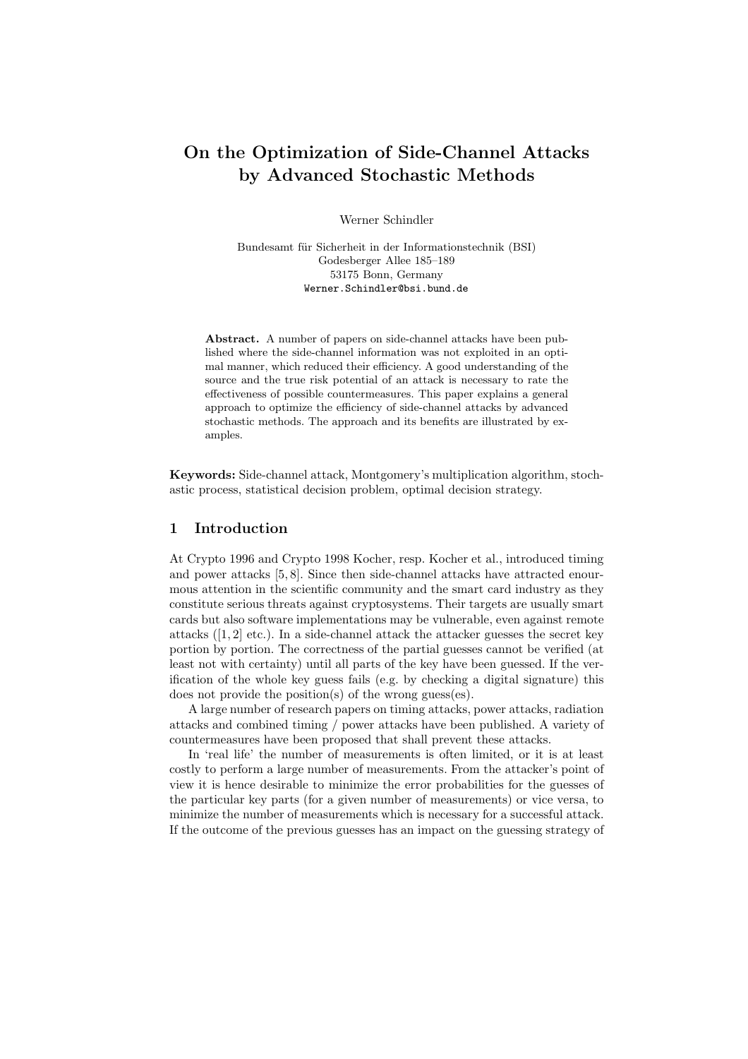# On the Optimization of Side-Channel Attacks by Advanced Stochastic Methods

Werner Schindler

Bundesamt für Sicherheit in der Informationstechnik (BSI)
Godesberger Allee 185–189
53175 Bonn, Germany
Werner.Schindler@bsi.bund.de

**Abstract.** A number of papers on side-channel attacks have been published where the side-channel information was not exploited in an optimal manner, which reduced their efficiency. A good understanding of the source and the true risk potential of an attack is necessary to rate the effectiveness of possible countermeasures. This paper explains a general approach to optimize the efficiency of side-channel attacks by advanced stochastic methods. The approach and its benefits are illustrated by examples.

**Keywords:** Side-channel attack, Montgomery's multiplication algorithm, stochastic process, statistical decision problem, optimal decision strategy.

## 1 Introduction

At Crypto 1996 and Crypto 1998 Kocher, resp. Kocher et al., introduced timing and power attacks [5, 8]. Since then side-channel attacks have attracted enourmous attention in the scientific community and the smart card industry as they constitute serious threats against cryptosystems. Their targets are usually smart cards but also software implementations may be vulnerable, even against remote attacks ([1, 2] etc.). In a side-channel attack the attacker guesses the secret key portion by portion. The correctness of the partial guesses cannot be verified (at least not with certainty) until all parts of the key have been guessed. If the verification of the whole key guess fails (e.g. by checking a digital signature) this does not provide the position(s) of the wrong guess(es).

A large number of research papers on timing attacks, power attacks, radiation attacks and combined timing / power attacks have been published. A variety of countermeasures have been proposed that shall prevent these attacks.

In 'real life' the number of measurements is often limited, or it is at least costly to perform a large number of measurements. From the attacker's point of view it is hence desirable to minimize the error probabilities for the guesses of the particular key parts (for a given number of measurements) or vice versa, to minimize the number of measurements which is necessary for a successful attack. If the outcome of the previous guesses has an impact on the guessing strategy of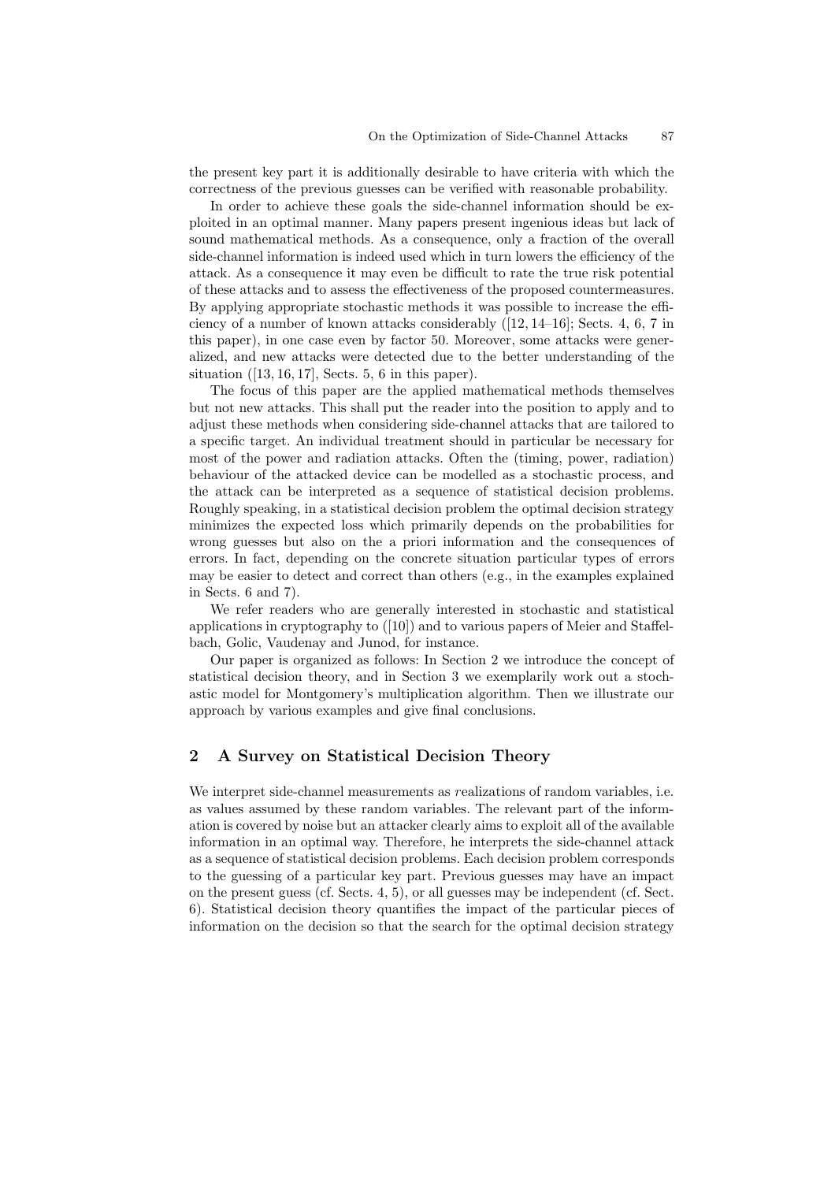the present key part it is additionally desirable to have criteria with which the correctness of the previous guesses can be verified with reasonable probability.

In order to achieve these goals the side-channel information should be exploited in an optimal manner. Many papers present ingenious ideas but lack of sound mathematical methods. As a consequence, only a fraction of the overall side-channel information is indeed used which in turn lowers the efficiency of the attack. As a consequence it may even be difficult to rate the true risk potential of these attacks and to assess the effectiveness of the proposed countermeasures. By applying appropriate stochastic methods it was possible to increase the efficiency of a number of known attacks considerably ([12, 14–16]; Sects. 4, 6, 7 in this paper), in one case even by factor 50. Moreover, some attacks were generalized, and new attacks were detected due to the better understanding of the situation ([13, 16, 17], Sects. 5, 6 in this paper).

The focus of this paper are the applied mathematical methods themselves but not new attacks. This shall put the reader into the position to apply and to adjust these methods when considering side-channel attacks that are tailored to a specific target. An individual treatment should in particular be necessary for most of the power and radiation attacks. Often the (timing, power, radiation) behaviour of the attacked device can be modelled as a stochastic process, and the attack can be interpreted as a sequence of statistical decision problems. Roughly speaking, in a statistical decision problem the optimal decision strategy minimizes the expected loss which primarily depends on the probabilities for wrong guesses but also on the a priori information and the consequences of errors. In fact, depending on the concrete situation particular types of errors may be easier to detect and correct than others (e.g., in the examples explained in Sects. 6 and 7).

We refer readers who are generally interested in stochastic and statistical applications in cryptography to ([10]) and to various papers of Meier and Staffelbach, Golic, Vaudenay and Junod, for instance.

Our paper is organized as follows: In Section 2 we introduce the concept of statistical decision theory, and in Section 3 we exemplarily work out a stochastic model for Montgomery's multiplication algorithm. Then we illustrate our approach by various examples and give final conclusions.

## 2 A Survey on Statistical Decision Theory

We interpret side-channel measurements as *r*ealizations of random variables, i.e. as values assumed by these random variables. The relevant part of the information is covered by noise but an attacker clearly aims to exploit all of the available information in an optimal way. Therefore, he interprets the side-channel attack as a sequence of statistical decision problems. Each decision problem corresponds to the guessing of a particular key part. Previous guesses may have an impact on the present guess (cf. Sects. 4, 5), or all guesses may be independent (cf. Sect. 6). Statistical decision theory quantifies the impact of the particular pieces of information on the decision so that the search for the optimal decision strategy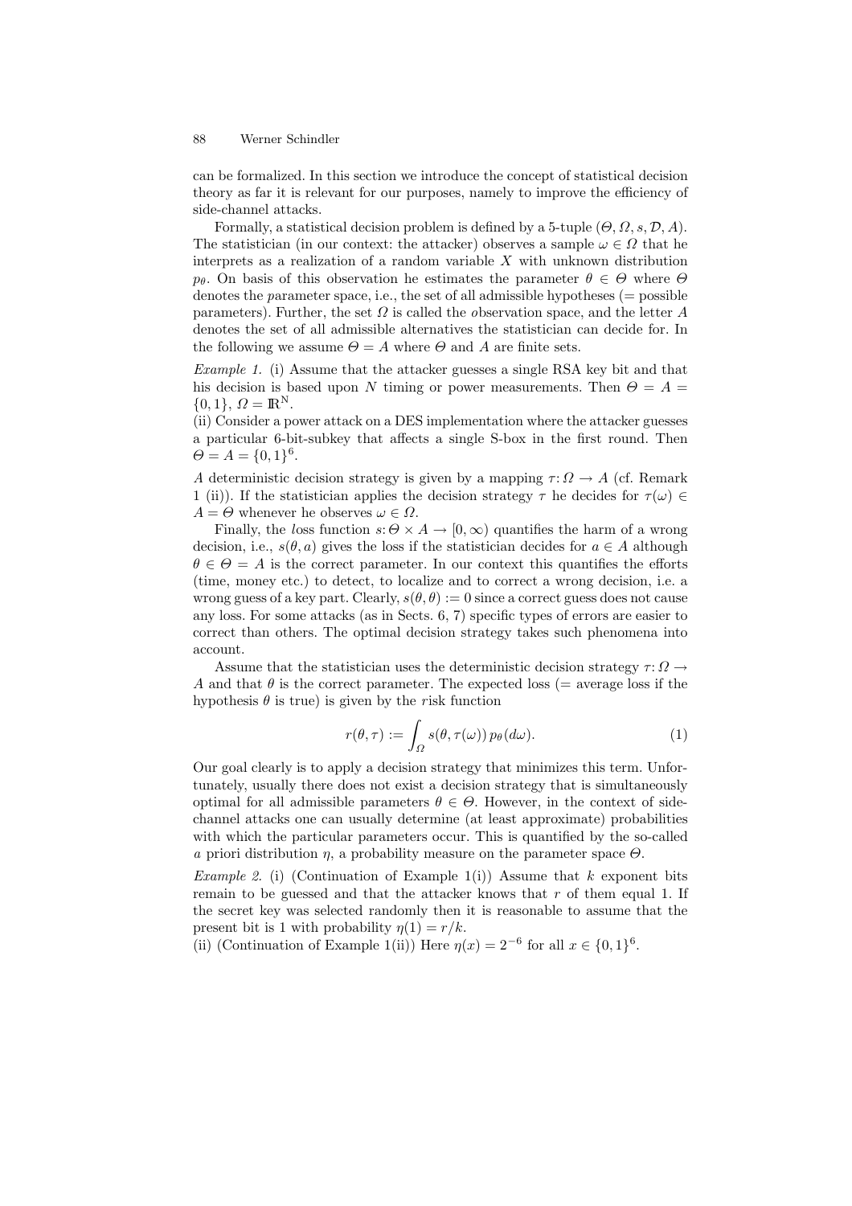can be formalized. In this section we introduce the concept of statistical decision theory as far it is relevant for our purposes, namely to improve the efficiency of side-channel attacks.

Formally, a statistical decision problem is defined by a 5-tuple $(\Theta, \Omega, s, \mathcal{D}, A)$. The statistician (in our context: the attacker) observes a sample $\omega \in \Omega$ that he interprets as a realization of a random variable $X$ with unknown distribution $p_\theta$. On basis of this observation he estimates the parameter $\theta \in \Theta$ where $\Theta$ denotes the *p*arameter space, i.e., the set of all admissible hypotheses (= possible parameters). Further, the set $\Omega$ is called the *o*bservation space, and the letter $A$ denotes the set of all admissible alternatives the statistician can decide for. In the following we assume $\Theta = A$ where $\Theta$ and $A$ are finite sets.

*Example 1.* (i) Assume that the attacker guesses a single RSA key bit and that his decision is based upon $N$ timing or power measurements. Then $\Theta = A = \{0, 1\}$, $\Omega = \mathbb{R}^N$.
(ii) Consider a power attack on a DES implementation where the attacker guesses a particular 6-bit-subkey that affects a single S-box in the first round. Then $\Theta = A = \{0, 1\}^6$.

A deterministic decision strategy is given by a mapping $\tau : \Omega \to A$ (cf. Remark 1 (ii)). If the statistician applies the decision strategy $\tau$ he decides for $\tau(\omega) \in A = \Theta$ whenever he observes $\omega \in \Omega$.

Finally, the *l*oss function $s : \Theta \times A \to [0, \infty)$ quantifies the harm of a wrong decision, i.e., $s(\theta, a)$ gives the loss if the statistician decides for $a \in A$ although $\theta \in \Theta = A$ is the correct parameter. In our context this quantifies the efforts (time, money etc.) to detect, to localize and to correct a wrong decision, i.e. a wrong guess of a key part. Clearly, $s(\theta, \theta) := 0$ since a correct guess does not cause any loss. For some attacks (as in Sects. 6, 7) specific types of errors are easier to correct than others. The optimal decision strategy takes such phenomena into account.

Assume that the statistician uses the deterministic decision strategy $\tau : \Omega \to A$ and that $\theta$ is the correct parameter. The expected loss (= average loss if the hypothesis $\theta$ is true) is given by the *r*isk function

$$r(\theta, \tau) := \int_\Omega s(\theta, \tau(\omega))\, p_\theta(d\omega). \tag{1}$$

Our goal clearly is to apply a decision strategy that minimizes this term. Unfortunately, usually there does not exist a decision strategy that is simultaneously optimal for all admissible parameters $\theta \in \Theta$. However, in the context of side-channel attacks one can usually determine (at least approximate) probabilities with which the particular parameters occur. This is quantified by the so-called *a* priori distribution $\eta$, a probability measure on the parameter space $\Theta$.

*Example 2.* (i) (Continuation of Example 1(i)) Assume that $k$ exponent bits remain to be guessed and that the attacker knows that $r$ of them equal 1. If the secret key was selected randomly then it is reasonable to assume that the present bit is 1 with probability $\eta(1) = r/k$.
(ii) (Continuation of Example 1(ii)) Here $\eta(x) = 2^{-6}$ for all $x \in \{0, 1\}^6$.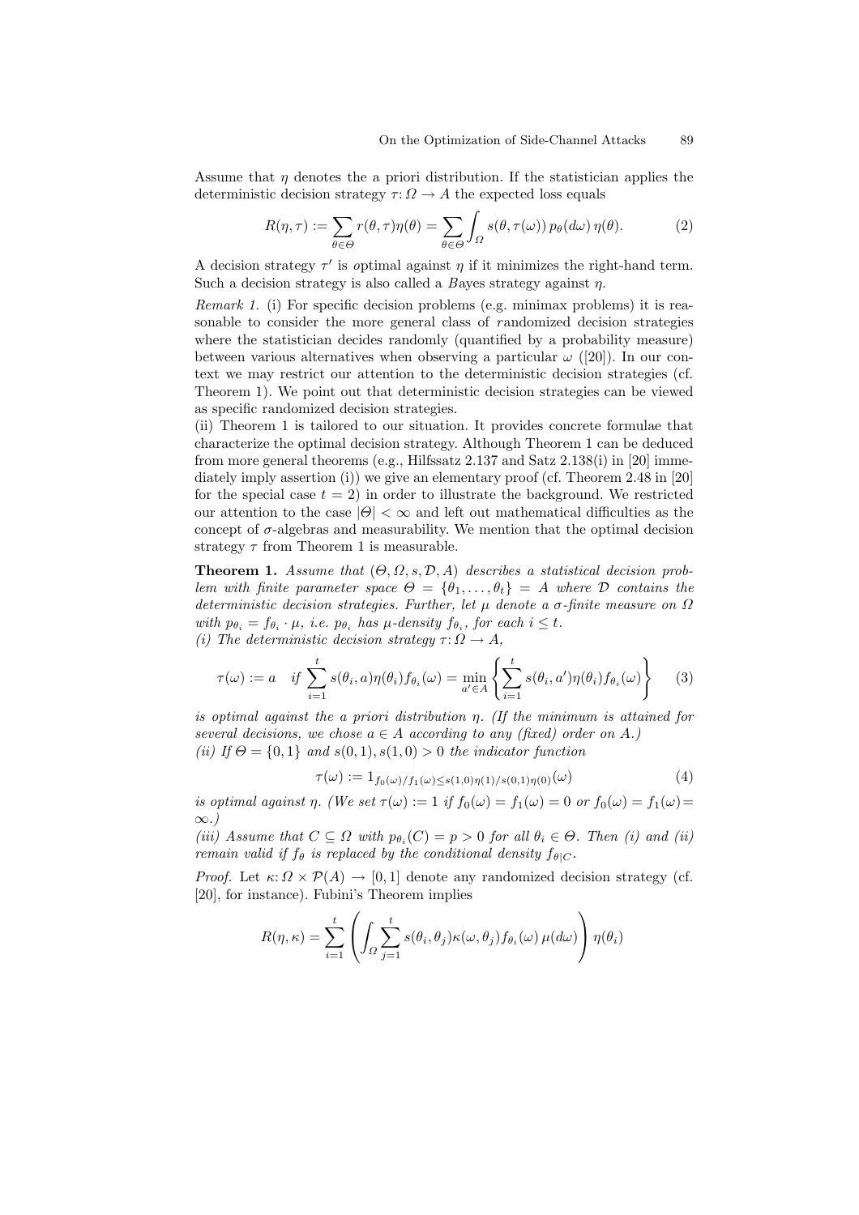Assume that $\eta$ denotes the a priori distribution. If the statistician applies the deterministic decision strategy $\tau\colon \Omega \to A$ the expected loss equals

$$R(\eta, \tau) := \sum_{\theta \in \Theta} r(\theta, \tau)\eta(\theta) = \sum_{\theta \in \Theta} \int_{\Omega} s(\theta, \tau(\omega))\, p_\theta(d\omega)\, \eta(\theta). \tag{2}$$

A decision strategy $\tau'$ is *o*ptimal against $\eta$ if it minimizes the right-hand term. Such a decision strategy is also called a *B*ayes strategy against $\eta$.

*Remark 1.* (i) For specific decision problems (e.g. minimax problems) it is reasonable to consider the more general class of *r*andomized decision strategies where the statistician decides randomly (quantified by a probability measure) between various alternatives when observing a particular $\omega$ ([20]). In our context we may restrict our attention to the deterministic decision strategies (cf. Theorem 1). We point out that deterministic decision strategies can be viewed as specific randomized decision strategies.
(ii) Theorem 1 is tailored to our situation. It provides concrete formulae that characterize the optimal decision strategy. Although Theorem 1 can be deduced from more general theorems (e.g., Hilfssatz 2.137 and Satz 2.138(i) in [20] immediately imply assertion (i)) we give an elementary proof (cf. Theorem 2.48 in [20] for the special case $t = 2$) in order to illustrate the background. We restricted our attention to the case $|\Theta| < \infty$ and left out mathematical difficulties as the concept of $\sigma$-algebras and measurability. We mention that the optimal decision strategy $\tau$ from Theorem 1 is measurable.

**Theorem 1.** *Assume that $(\Theta, \Omega, s, \mathcal{D}, A)$ describes a statistical decision problem with finite parameter space $\Theta = \{\theta_1, \ldots, \theta_t\} = A$ where $\mathcal{D}$ contains the deterministic decision strategies. Further, let $\mu$ denote a $\sigma$-finite measure on $\Omega$ with $p_{\theta_i} = f_{\theta_i} \cdot \mu$, i.e. $p_{\theta_i}$ has $\mu$-density $f_{\theta_i}$, for each $i \leq t$.*
*(i) The deterministic decision strategy $\tau\colon \Omega \to A$,*

$$\tau(\omega) := a \quad \text{if } \sum_{i=1}^{t} s(\theta_i, a)\eta(\theta_i) f_{\theta_i}(\omega) = \min_{a' \in A} \left\{ \sum_{i=1}^{t} s(\theta_i, a')\eta(\theta_i) f_{\theta_i}(\omega) \right\} \tag{3}$$

*is optimal against the a priori distribution $\eta$. (If the minimum is attained for several decisions, we chose $a \in A$ according to any (fixed) order on $A$.)*
*(ii) If $\Theta = \{0, 1\}$ and $s(0, 1), s(1, 0) > 0$ the indicator function*

$$\tau(\omega) := 1_{f_0(\omega)/f_1(\omega) \leq s(1,0)\eta(1)/s(0,1)\eta(0)}(\omega) \tag{4}$$

*is optimal against $\eta$. (We set $\tau(\omega) := 1$ if $f_0(\omega) = f_1(\omega) = 0$ or $f_0(\omega) = f_1(\omega) = \infty$.)*
*(iii) Assume that $C \subseteq \Omega$ with $p_{\theta_i}(C) = p > 0$ for all $\theta_i \in \Theta$. Then (i) and (ii) remain valid if $f_\theta$ is replaced by the conditional density $f_{\theta|C}$.*

*Proof.* Let $\kappa\colon \Omega \times \mathcal{P}(A) \to [0, 1]$ denote any randomized decision strategy (cf. [20], for instance). Fubini's Theorem implies

$$R(\eta, \kappa) = \sum_{i=1}^{t} \left( \int_{\Omega} \sum_{j=1}^{t} s(\theta_i, \theta_j)\kappa(\omega, \theta_j) f_{\theta_i}(\omega)\, \mu(d\omega) \right) \eta(\theta_i)$$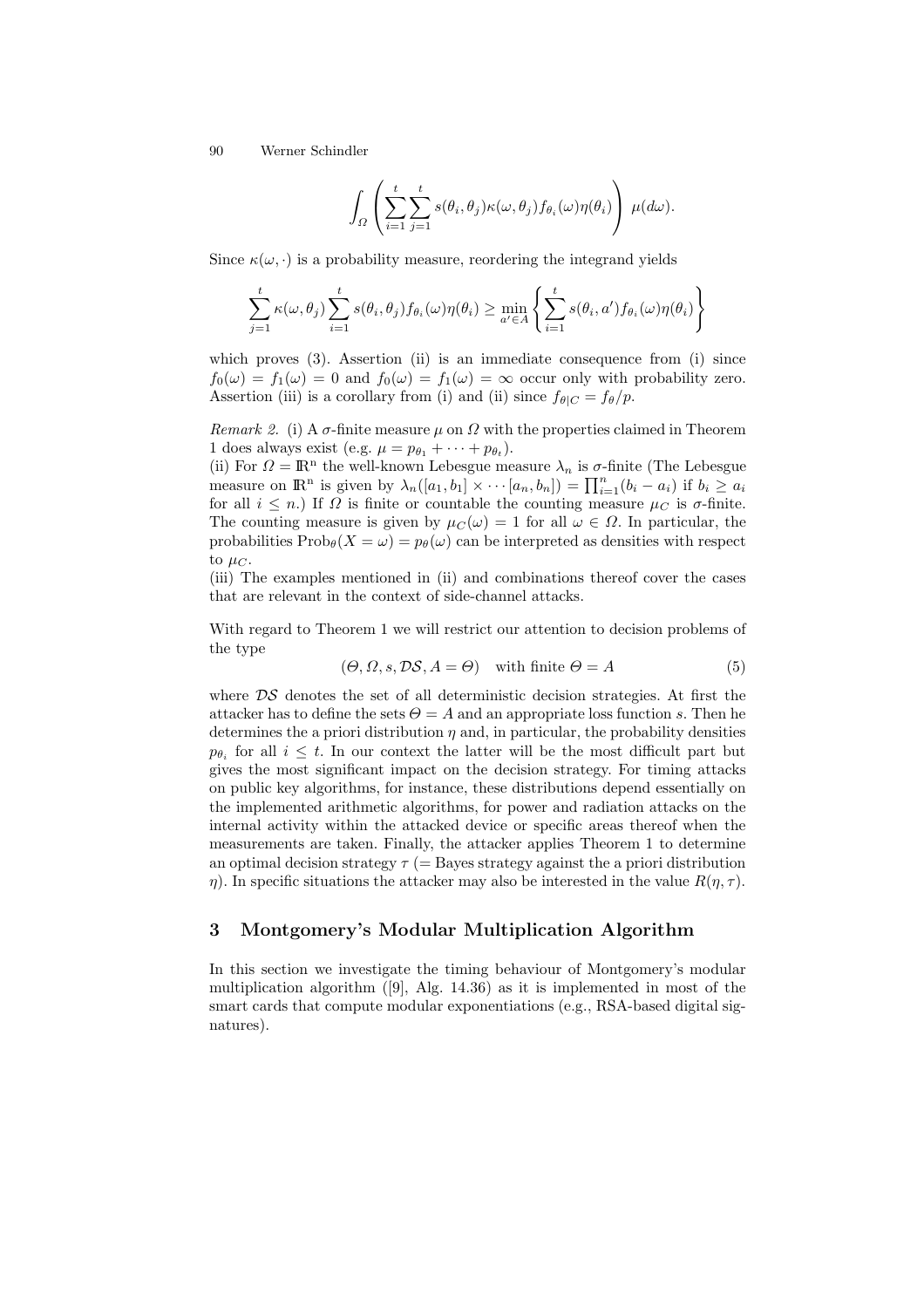$$\int_{\Omega}\left(\sum_{i=1}^{t}\sum_{j=1}^{t} s(\theta_i,\theta_j)\kappa(\omega,\theta_j)f_{\theta_i}(\omega)\eta(\theta_i)\right)\,\mu(d\omega).$$

Since $\kappa(\omega,\cdot)$ is a probability measure, reordering the integrand yields

$$\sum_{j=1}^{t}\kappa(\omega,\theta_j)\sum_{i=1}^{t} s(\theta_i,\theta_j)f_{\theta_i}(\omega)\eta(\theta_i) \geq \min_{a'\in A}\left\{\sum_{i=1}^{t} s(\theta_i,a')f_{\theta_i}(\omega)\eta(\theta_i)\right\}$$

which proves (3). Assertion (ii) is an immediate consequence from (i) since $f_0(\omega)=f_1(\omega)=0$ and $f_0(\omega)=f_1(\omega)=\infty$ occur only with probability zero. Assertion (iii) is a corollary from (i) and (ii) since $f_{\theta|C}=f_\theta/p$.

*Remark 2.* (i) A $\sigma$-finite measure $\mu$ on $\Omega$ with the properties claimed in Theorem 1 does always exist (e.g. $\mu = p_{\theta_1}+\cdots+p_{\theta_t}$).
(ii) For $\Omega=\mathbb{R}^n$ the well-known Lebesgue measure $\lambda_n$ is $\sigma$-finite (The Lebesgue measure on $\mathbb{R}^n$ is given by $\lambda_n([a_1,b_1]\times\cdots[a_n,b_n])=\prod_{i=1}^{n}(b_i-a_i)$ if $b_i\geq a_i$ for all $i\leq n$.) If $\Omega$ is finite or countable the counting measure $\mu_C$ is $\sigma$-finite. The counting measure is given by $\mu_C(\omega)=1$ for all $\omega\in\Omega$. In particular, the probabilities $\mathrm{Prob}_\theta(X=\omega)=p_\theta(\omega)$ can be interpreted as densities with respect to $\mu_C$.
(iii) The examples mentioned in (ii) and combinations thereof cover the cases that are relevant in the context of side-channel attacks.

With regard to Theorem 1 we will restrict our attention to decision problems of the type

$$(\Theta,\Omega,s,\mathcal{DS},A=\Theta)\quad\text{with finite }\Theta=A \tag{5}$$

where $\mathcal{DS}$ denotes the set of all deterministic decision strategies. At first the attacker has to define the sets $\Theta=A$ and an appropriate loss function $s$. Then he determines the a priori distribution $\eta$ and, in particular, the probability densities $p_{\theta_i}$ for all $i\leq t$. In our context the latter will be the most difficult part but gives the most significant impact on the decision strategy. For timing attacks on public key algorithms, for instance, these distributions depend essentially on the implemented arithmetic algorithms, for power and radiation attacks on the internal activity within the attacked device or specific areas thereof when the measurements are taken. Finally, the attacker applies Theorem 1 to determine an optimal decision strategy $\tau$ (= Bayes strategy against the a priori distribution $\eta$). In specific situations the attacker may also be interested in the value $R(\eta,\tau)$.

## 3 Montgomery's Modular Multiplication Algorithm

In this section we investigate the timing behaviour of Montgomery's modular multiplication algorithm ([9], Alg. 14.36) as it is implemented in most of the smart cards that compute modular exponentiations (e.g., RSA-based digital signatures).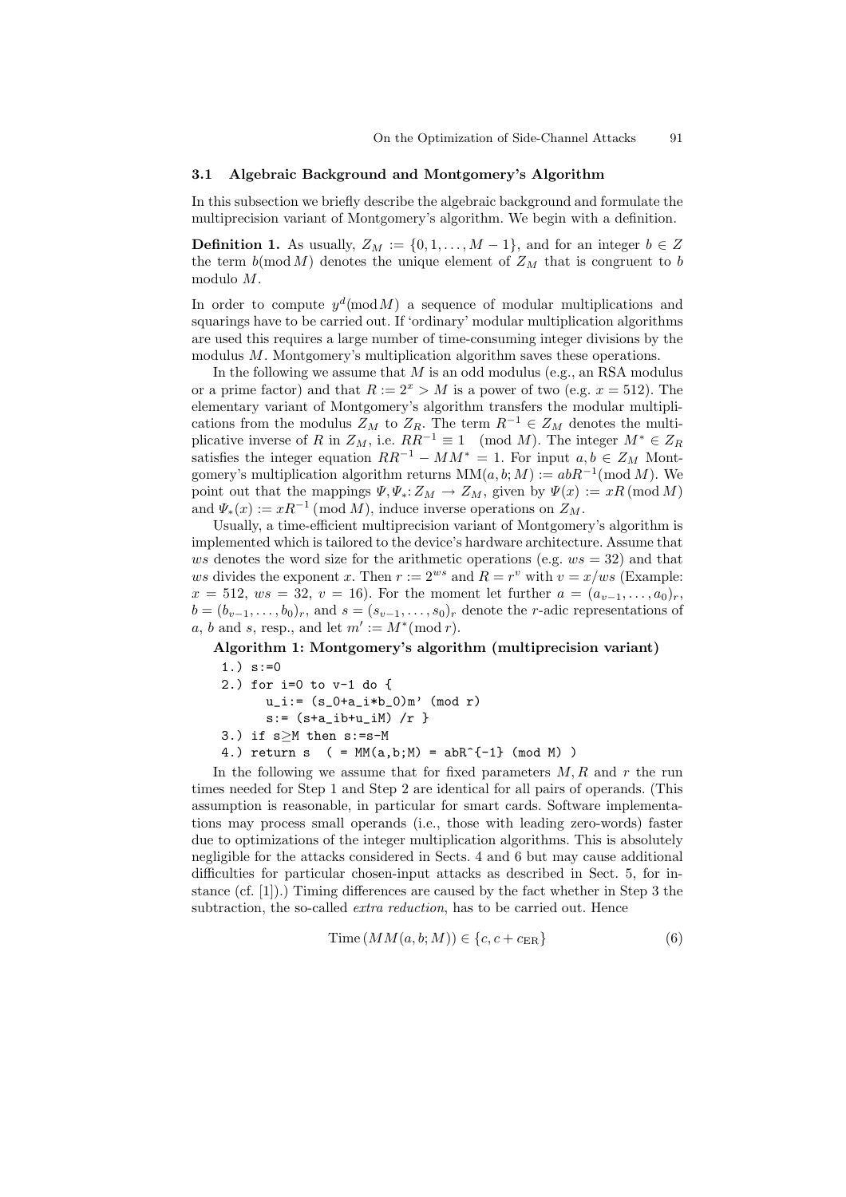### 3.1 Algebraic Background and Montgomery's Algorithm

In this subsection we briefly describe the algebraic background and formulate the multiprecision variant of Montgomery's algorithm. We begin with a definition.

**Definition 1.** As usually, $Z_M := \{0, 1, \ldots, M-1\}$, and for an integer $b \in Z$ the term $b(\text{mod}\, M)$ denotes the unique element of $Z_M$ that is congruent to $b$ modulo $M$.

In order to compute $y^d(\text{mod}\, M)$ a sequence of modular multiplications and squarings have to be carried out. If 'ordinary' modular multiplication algorithms are used this requires a large number of time-consuming integer divisions by the modulus $M$. Montgomery's multiplication algorithm saves these operations.

In the following we assume that $M$ is an odd modulus (e.g., an RSA modulus or a prime factor) and that $R := 2^x > M$ is a power of two (e.g. $x = 512$). The elementary variant of Montgomery's algorithm transfers the modular multiplications from the modulus $Z_M$ to $Z_R$. The term $R^{-1} \in Z_M$ denotes the multiplicative inverse of $R$ in $Z_M$, i.e. $RR^{-1} \equiv 1 \pmod{M}$. The integer $M^* \in Z_R$ satisfies the integer equation $RR^{-1} - MM^* = 1$. For input $a, b \in Z_M$ Montgomery's multiplication algorithm returns $\text{MM}(a, b; M) := abR^{-1}(\text{mod}\, M)$. We point out that the mappings $\Psi, \Psi_*: Z_M \to Z_M$, given by $\Psi(x) := xR\,(\text{mod}\, M)$ and $\Psi_*(x) := xR^{-1}\,(\text{mod}\, M)$, induce inverse operations on $Z_M$.

Usually, a time-efficient multiprecision variant of Montgomery's algorithm is implemented which is tailored to the device's hardware architecture. Assume that $ws$ denotes the word size for the arithmetic operations (e.g. $ws = 32$) and that $ws$ divides the exponent $x$. Then $r := 2^{ws}$ and $R = r^v$ with $v = x/ws$ (Example: $x = 512$, $ws = 32$, $v = 16$). For the moment let further $a = (a_{v-1}, \ldots, a_0)_r$, $b = (b_{v-1}, \ldots, b_0)_r$, and $s = (s_{v-1}, \ldots, s_0)_r$ denote the $r$-adic representations of $a$, $b$ and $s$, resp., and let $m' := M^*(\text{mod}\, r)$.

**Algorithm 1: Montgomery's algorithm (multiprecision variant)**

```
1.) s:=0
2.) for i=0 to v-1 do {
      u_i:= (s_0+a_i*b_0)m' (mod r)
      s:= (s+a_ib+u_iM) /r }
3.) if s≥M then s:=s-M
4.) return s  ( = MM(a,b;M) = abR^{-1} (mod M) )
```

In the following we assume that for fixed parameters $M, R$ and $r$ the run times needed for Step 1 and Step 2 are identical for all pairs of operands. (This assumption is reasonable, in particular for smart cards. Software implementations may process small operands (i.e., those with leading zero-words) faster due to optimizations of the integer multiplication algorithms. This is absolutely negligible for the attacks considered in Sects. 4 and 6 but may cause additional difficulties for particular chosen-input attacks as described in Sect. 5, for instance (cf. [1]).) Timing differences are caused by the fact whether in Step 3 the subtraction, the so-called *extra reduction*, has to be carried out. Hence

$$\text{Time}\,(MM(a, b; M)) \in \{c, c + c_{\text{ER}}\} \tag{6}$$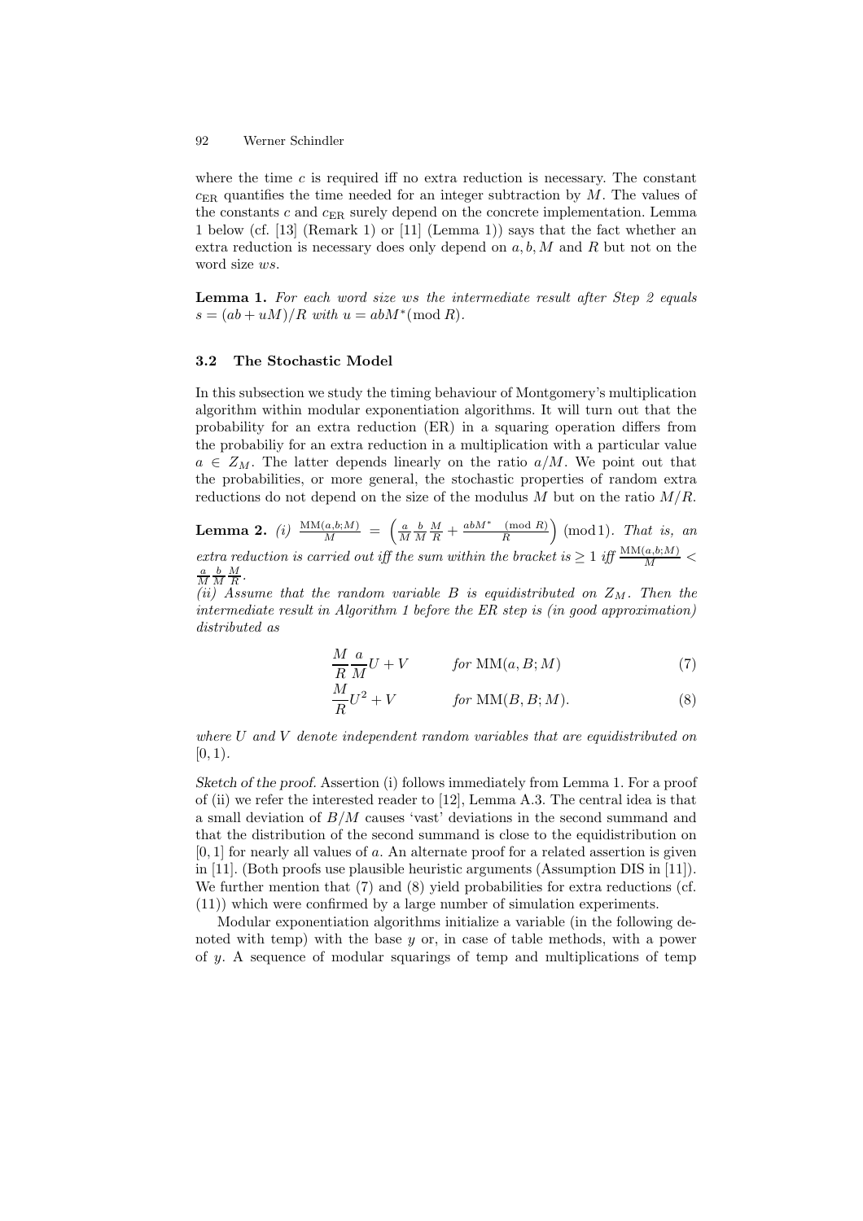where the time $c$ is required iff no extra reduction is necessary. The constant $c_{\rm ER}$ quantifies the time needed for an integer subtraction by $M$. The values of the constants $c$ and $c_{\rm ER}$ surely depend on the concrete implementation. Lemma 1 below (cf. [13] (Remark 1) or [11] (Lemma 1)) says that the fact whether an extra reduction is necessary does only depend on $a, b, M$ and $R$ but not on the word size $ws$.

**Lemma 1.** *For each word size $ws$ the intermediate result after Step 2 equals $s = (ab + uM)/R$ with $u = abM^* (\bmod R)$.*

### 3.2 The Stochastic Model

In this subsection we study the timing behaviour of Montgomery's multiplication algorithm within modular exponentiation algorithms. It will turn out that the probability for an extra reduction (ER) in a squaring operation differs from the probabiliy for an extra reduction in a multiplication with a particular value $a \in Z_M$. The latter depends linearly on the ratio $a/M$. We point out that the probabilities, or more general, the stochastic properties of random extra reductions do not depend on the size of the modulus $M$ but on the ratio $M/R$.

**Lemma 2.** *(i)* $\frac{\mathrm{MM}(a,b;M)}{M} = \left(\frac{a}{M}\frac{b}{M}\frac{M}{R} + \frac{abM^* \pmod R}{R}\right) (\bmod 1)$. *That is, an extra reduction is carried out iff the sum within the bracket is $\geq 1$ iff $\frac{\mathrm{MM}(a,b;M)}{M} < \frac{a}{M}\frac{b}{M}\frac{M}{R}$.*
*(ii) Assume that the random variable $B$ is equidistributed on $Z_M$. Then the intermediate result in Algorithm 1 before the ER step is (in good approximation) distributed as*

$$\frac{M}{R}\frac{a}{M}U + V \qquad \textit{for } \mathrm{MM}(a, B; M) \tag{7}$$

$$\frac{M}{R}U^2 + V \qquad \textit{for } \mathrm{MM}(B, B; M). \tag{8}$$

*where $U$ and $V$ denote independent random variables that are equidistributed on $[0, 1)$.*

*Sketch of the proof.* Assertion (i) follows immediately from Lemma 1. For a proof of (ii) we refer the interested reader to [12], Lemma A.3. The central idea is that a small deviation of $B/M$ causes 'vast' deviations in the second summand and that the distribution of the second summand is close to the equidistribution on $[0, 1]$ for nearly all values of $a$. An alternate proof for a related assertion is given in [11]. (Both proofs use plausible heuristic arguments (Assumption DIS in [11]). We further mention that (7) and (8) yield probabilities for extra reductions (cf. (11)) which were confirmed by a large number of simulation experiments.

Modular exponentiation algorithms initialize a variable (in the following denoted with temp) with the base $y$ or, in case of table methods, with a power of $y$. A sequence of modular squarings of temp and multiplications of temp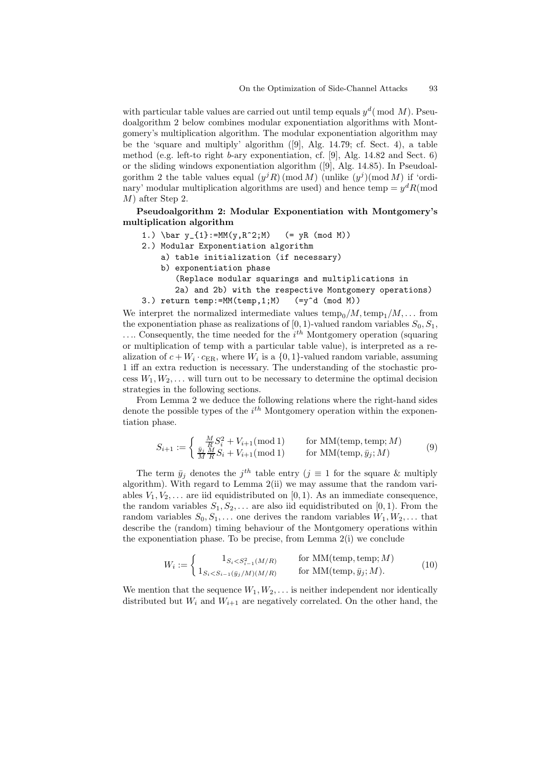with particular table values are carried out until temp equals $y^d(\bmod\ M)$. Pseudoalgorithm 2 below combines modular exponentiation algorithms with Montgomery's multiplication algorithm. The modular exponentiation algorithm may be the 'square and multiply' algorithm ([9], Alg. 14.79; cf. Sect. 4), a table method (e.g. left-to right $b$-ary exponentiation, cf. [9], Alg. 14.82 and Sect. 6) or the sliding windows exponentiation algorithm ([9], Alg. 14.85). In Pseudoalgorithm 2 the table values equal $(y^j R)\,(\bmod\, M)$ (unlike $(y^j)(\bmod\, M)$ if 'ordinary' modular multiplication algorithms are used) and hence temp $= y^d R(\bmod\ M)$ after Step 2.

**Pseudoalgorithm 2: Modular Exponentiation with Montgomery's multiplication algorithm**

```
1.) \bar y_{1}:=MM(y,R^2;M)   (= yR (mod M))
2.) Modular Exponentiation algorithm
    a) table initialization (if necessary)
    b) exponentiation phase
       (Replace modular squarings and multiplications in
       2a) and 2b) with the respective Montgomery operations)
3.) return temp:=MM(temp,1;M)   (=y^d (mod M))
```

We interpret the normalized intermediate values $\text{temp}_0/M, \text{temp}_1/M, \ldots$ from the exponentiation phase as realizations of $[0,1)$-valued random variables $S_0, S_1, \ldots$. Consequently, the time needed for the $i^{th}$ Montgomery operation (squaring or multiplication of temp with a particular table value), is interpreted as a realization of $c + W_i \cdot c_{\text{ER}}$, where $W_i$ is a $\{0,1\}$-valued random variable, assuming 1 iff an extra reduction is necessary. The understanding of the stochastic process $W_1, W_2, \ldots$ will turn out to be necessary to determine the optimal decision strategies in the following sections.

From Lemma 2 we deduce the following relations where the right-hand sides denote the possible types of the $i^{th}$ Montgomery operation within the exponentiation phase.

$$S_{i+1} := \begin{cases} \frac{M}{R} S_i^2 + V_{i+1} (\bmod\, 1) & \text{for MM(temp, temp;} M) \\ \frac{\bar{y}_j}{M} \frac{M}{R} S_i + V_{i+1} (\bmod\, 1) & \text{for MM(temp,} \bar{y}_j; M) \end{cases} \tag{9}$$

The term $\bar{y}_j$ denotes the $j^{th}$ table entry ($j \equiv 1$ for the square & multiply algorithm). With regard to Lemma 2(ii) we may assume that the random variables $V_1, V_2, \ldots$ are iid equidistributed on $[0,1)$. As an immediate consequence, the random variables $S_1, S_2, \ldots$ are also iid equidistributed on $[0,1)$. From the random variables $S_0, S_1, \ldots$ one derives the random variables $W_1, W_2, \ldots$ that describe the (random) timing behaviour of the Montgomery operations within the exponentiation phase. To be precise, from Lemma 2(i) we conclude

$$W_i := \begin{cases} 1_{S_i < S_{i-1}^2 (M/R)} & \text{for MM(temp, temp;} M) \\ 1_{S_i < S_{i-1} (\bar{y}_j / M)(M/R)} & \text{for MM(temp,} \bar{y}_j; M). \end{cases} \tag{10}$$

We mention that the sequence $W_1, W_2, \ldots$ is neither independent nor identically distributed but $W_i$ and $W_{i+1}$ are negatively correlated. On the other hand, the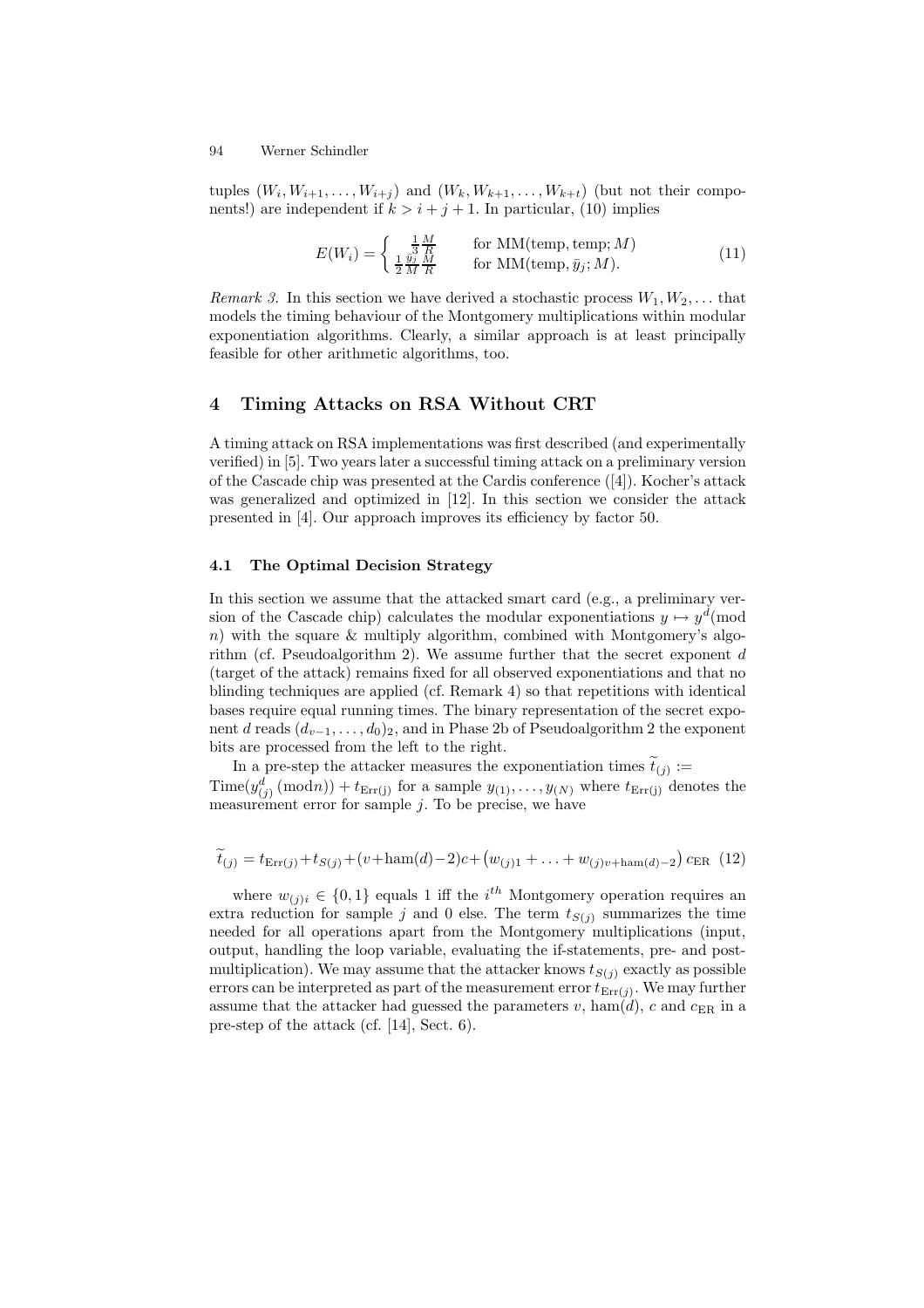tuples $(W_i, W_{i+1}, \ldots, W_{i+j})$ and $(W_k, W_{k+1}, \ldots, W_{k+t})$ (but not their components!) are independent if $k > i + j + 1$. In particular, (10) implies

$$E(W_i) = \begin{cases} \frac{1}{3}\frac{M}{R} & \text{for MM(temp, temp; } M) \\ \frac{1}{2}\frac{\bar{y}_j}{M}\frac{M}{R} & \text{for MM(temp, } \bar{y}_j; M). \end{cases} \tag{11}$$

*Remark 3.* In this section we have derived a stochastic process $W_1, W_2, \ldots$ that models the timing behaviour of the Montgomery multiplications within modular exponentiation algorithms. Clearly, a similar approach is at least principally feasible for other arithmetic algorithms, too.

## 4 Timing Attacks on RSA Without CRT

A timing attack on RSA implementations was first described (and experimentally verified) in [5]. Two years later a successful timing attack on a preliminary version of the Cascade chip was presented at the Cardis conference ([4]). Kocher's attack was generalized and optimized in [12]. In this section we consider the attack presented in [4]. Our approach improves its efficiency by factor 50.

### 4.1 The Optimal Decision Strategy

In this section we assume that the attacked smart card (e.g., a preliminary version of the Cascade chip) calculates the modular exponentiations $y \mapsto y^d (\text{mod } n)$ with the square & multiply algorithm, combined with Montgomery's algorithm (cf. Pseudoalgorithm 2). We assume further that the secret exponent $d$ (target of the attack) remains fixed for all observed exponentiations and that no blinding techniques are applied (cf. Remark 4) so that repetitions with identical bases require equal running times. The binary representation of the secret exponent $d$ reads $(d_{v-1}, \ldots, d_0)_2$, and in Phase 2b of Pseudoalgorithm 2 the exponent bits are processed from the left to the right.

In a pre-step the attacker measures the exponentiation times $\widetilde{t}_{(j)} := \text{Time}(y_{(j)}^d (\text{mod} n)) + t_{\text{Err(j)}}$ for a sample $y_{(1)}, \ldots, y_{(N)}$ where $t_{\text{Err(j)}}$ denotes the measurement error for sample $j$. To be precise, we have

$$\widetilde{t}_{(j)} = t_{\text{Err}(j)} + t_{S(j)} + (v + \text{ham}(d) - 2)c + \left(w_{(j)1} + \ldots + w_{(j)v+\text{ham}(d)-2}\right) c_{\text{ER}} \tag{12}$$

where $w_{(j)i} \in \{0, 1\}$ equals 1 iff the $i^{th}$ Montgomery operation requires an extra reduction for sample $j$ and 0 else. The term $t_{S(j)}$ summarizes the time needed for all operations apart from the Montgomery multiplications (input, output, handling the loop variable, evaluating the if-statements, pre- and post-multiplication). We may assume that the attacker knows $t_{S(j)}$ exactly as possible errors can be interpreted as part of the measurement error $t_{\text{Err}(j)}$. We may further assume that the attacker had guessed the parameters $v$, $\text{ham}(d)$, $c$ and $c_{\text{ER}}$ in a pre-step of the attack (cf. [14], Sect. 6).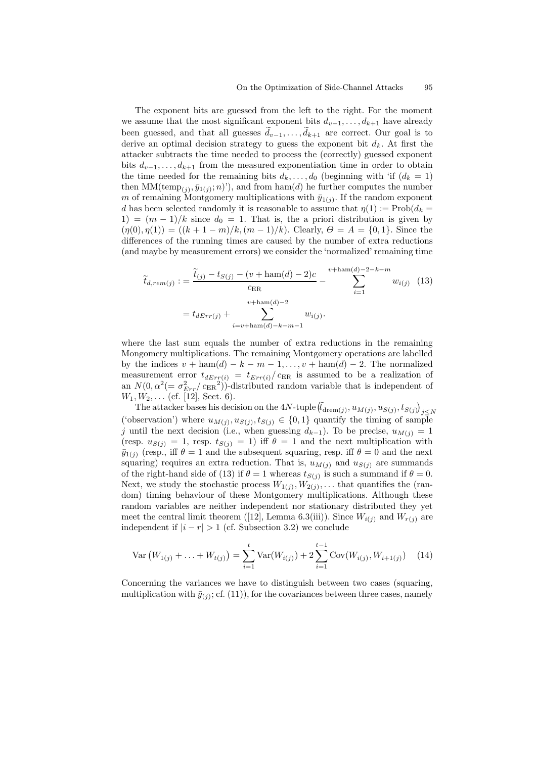The exponent bits are guessed from the left to the right. For the moment we assume that the most significant exponent bits $d_{v-1}, \ldots, d_{k+1}$ have already been guessed, and that all guesses $\widetilde{d}_{v-1}, \ldots, \widetilde{d}_{k+1}$ are correct. Our goal is to derive an optimal decision strategy to guess the exponent bit $d_k$. At first the attacker subtracts the time needed to process the (correctly) guessed exponent bits $d_{v-1}, \ldots, d_{k+1}$ from the measured exponentiation time in order to obtain the time needed for the remaining bits $d_k, \ldots, d_0$ (beginning with 'if $(d_k = 1)$ then $\mathrm{MM}(\mathrm{temp}_{(j)}, \bar{y}_{1(j)}; n)$'), and from $\mathrm{ham}(d)$ he further computes the number $m$ of remaining Montgomery multiplications with $\bar{y}_{1(j)}$. If the random exponent $d$ has been selected randomly it is reasonable to assume that $\eta(1) := \mathrm{Prob}(d_k = 1) = (m-1)/k$ since $d_0 = 1$. That is, the a priori distribution is given by $(\eta(0), \eta(1)) = ((k+1-m)/k, (m-1)/k)$. Clearly, $\Theta = A = \{0, 1\}$. Since the differences of the running times are caused by the number of extra reductions (and maybe by measurement errors) we consider the 'normalized' remaining time

$$
\begin{aligned}
\widetilde{t}_{d,rem(j)} &:= \frac{\widetilde{t}_{(j)} - t_{S(j)} - (v + \mathrm{ham}(d) - 2)c}{c_{\mathrm{ER}}} - \sum_{i=1}^{v+\mathrm{ham}(d)-2-k-m} w_{i(j)} \qquad (13) \\
&= t_{dErr(j)} + \sum_{i=v+\mathrm{ham}(d)-k-m-1}^{v+\mathrm{ham}(d)-2} w_{i(j)}.
\end{aligned}
$$

where the last sum equals the number of extra reductions in the remaining Mongomery multiplications. The remaining Montgomery operations are labelled by the indices $v + \mathrm{ham}(d) - k - m - 1, \ldots, v + \mathrm{ham}(d) - 2$. The normalized measurement error $t_{dErr(i)} = t_{Err(i)}/c_{\mathrm{ER}}$ is assumed to be a realization of an $N(0, \alpha^2(= \sigma_{Err}^2/c_{\mathrm{ER}}{}^2))$-distributed random variable that is independent of $W_1, W_2, \ldots$ (cf. [12], Sect. 6).

The attacker bases his decision on the $4N$-tuple $(\widetilde{t}_{\mathrm{drem}(j)}, u_{M(j)}, u_{S(j)}, t_{S(j)})_{j \leq N}$ ('observation') where $u_{M(j)}, u_{S(j)}, t_{S(j)} \in \{0, 1\}$ quantify the timing of sample $j$ until the next decision (i.e., when guessing $d_{k-1}$). To be precise, $u_{M(j)} = 1$ (resp. $u_{S(j)} = 1$, resp. $t_{S(j)} = 1$) iff $\theta = 1$ and the next multiplication with $\bar{y}_{1(j)}$ (resp., iff $\theta = 1$ and the subsequent squaring, resp. iff $\theta = 0$ and the next squaring) requires an extra reduction. That is, $u_{M(j)}$ and $u_{S(j)}$ are summands of the right-hand side of (13) if $\theta = 1$ whereas $t_{S(j)}$ is such a summand if $\theta = 0$. Next, we study the stochastic process $W_{1(j)}, W_{2(j)}, \ldots$ that quantifies the (random) timing behaviour of these Montgomery multiplications. Although these random variables are neither independent nor stationary distributed they yet meet the central limit theorem ([12], Lemma 6.3(iii)). Since $W_{i(j)}$ and $W_{r(j)}$ are independent if $|i - r| > 1$ (cf. Subsection 3.2) we conclude

$$
\mathrm{Var}\left(W_{1(j)} + \ldots + W_{t(j)}\right) = \sum_{i=1}^{t} \mathrm{Var}(W_{i(j)}) + 2 \sum_{i=1}^{t-1} \mathrm{Cov}(W_{i(j)}, W_{i+1(j)}) \qquad (14)
$$

Concerning the variances we have to distinguish between two cases (squaring, multiplication with $\bar{y}_{(j)}$; cf. (11)), for the covariances between three cases, namely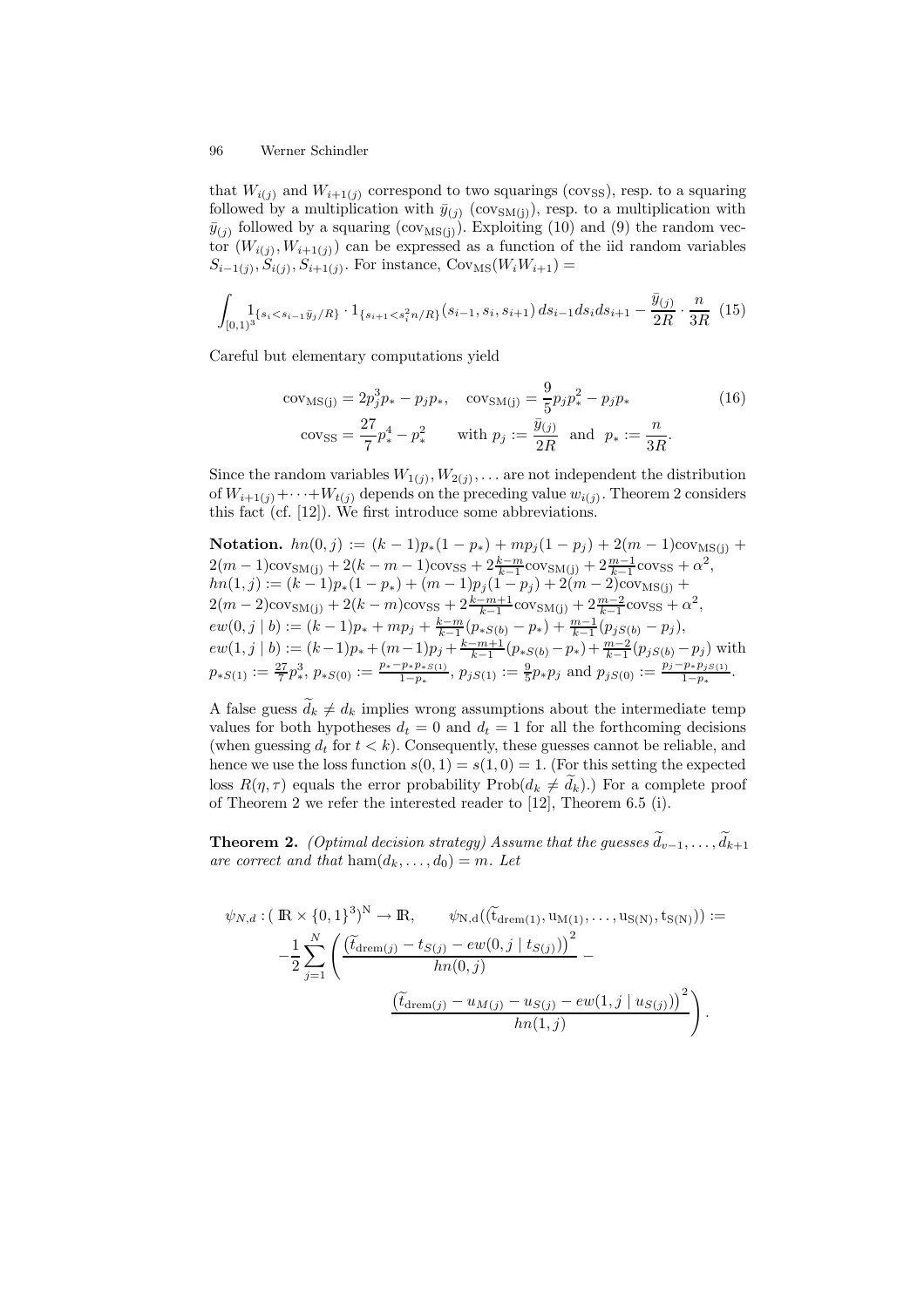that $W_{i(j)}$ and $W_{i+1(j)}$ correspond to two squarings ($\mathrm{cov_{SS}}$), resp. to a squaring followed by a multiplication with $\bar{y}_{(j)}$ ($\mathrm{cov_{SM(j)}}$), resp. to a multiplication with $\bar{y}_{(j)}$ followed by a squaring ($\mathrm{cov_{MS(j)}}$). Exploiting (10) and (9) the random vector $(W_{i(j)}, W_{i+1(j)})$ can be expressed as a function of the iid random variables $S_{i-1(j)}, S_{i(j)}, S_{i+1(j)}$. For instance, $\mathrm{Cov_{MS}}(W_i W_{i+1}) =$

$$\int_{[0,1)^3} 1_{\{s_i < s_{i-1}\bar{y}_j/R\}} \cdot 1_{\{s_{i+1} < s_i^2 n/R\}}(s_{i-1}, s_i, s_{i+1})\, ds_{i-1} ds_i ds_{i+1} - \frac{\bar{y}_{(j)}}{2R} \cdot \frac{n}{3R} \quad (15)$$

Careful but elementary computations yield

$$\mathrm{cov_{MS(j)}} = 2p_j^3 p_* - p_j p_*, \quad \mathrm{cov_{SM(j)}} = \frac{9}{5} p_j p_*^2 - p_j p_* \qquad (16)$$
$$\mathrm{cov_{SS}} = \frac{27}{7} p_*^4 - p_*^2 \qquad \text{with } p_j := \frac{\bar{y}_{(j)}}{2R} \text{ and } p_* := \frac{n}{3R}.$$

Since the random variables $W_{1(j)}, W_{2(j)}, \ldots$ are not independent the distribution of $W_{i+1(j)} + \cdots + W_{t(j)}$ depends on the preceding value $w_{i(j)}$. Theorem 2 considers this fact (cf. [12]). We first introduce some abbreviations.

**Notation.** $hn(0,j) := (k-1)p_*(1-p_*) + mp_j(1-p_j) + 2(m-1)\mathrm{cov_{MS(j)}} + 2(m-1)\mathrm{cov_{SM(j)}} + 2(k-m-1)\mathrm{cov_{SS}} + 2\frac{k-m}{k-1}\mathrm{cov_{SM(j)}} + 2\frac{m-1}{k-1}\mathrm{cov_{SS}} + \alpha^2$,
$hn(1,j) := (k-1)p_*(1-p_*) + (m-1)p_j(1-p_j) + 2(m-2)\mathrm{cov_{MS(j)}} + 2(m-2)\mathrm{cov_{SM(j)}} + 2(k-m)\mathrm{cov_{SS}} + 2\frac{k-m+1}{k-1}\mathrm{cov_{SM(j)}} + 2\frac{m-2}{k-1}\mathrm{cov_{SS}} + \alpha^2$,
$ew(0,j \mid b) := (k-1)p_* + mp_j + \frac{k-m}{k-1}(p_{*S(b)} - p_*) + \frac{m-1}{k-1}(p_{jS(b)} - p_j)$,
$ew(1,j \mid b) := (k-1)p_* + (m-1)p_j + \frac{k-m+1}{k-1}(p_{*S(b)} - p_*) + \frac{m-2}{k-1}(p_{jS(b)} - p_j)$ with $p_{*S(1)} := \frac{27}{7}p_*^3$, $p_{*S(0)} := \frac{p_* - p_* p_{*S(1)}}{1-p_*}$, $p_{jS(1)} := \frac{9}{5}p_* p_j$ and $p_{jS(0)} := \frac{p_j - p_* p_{jS(1)}}{1-p_*}$.

A false guess $\widetilde{d}_k \neq d_k$ implies wrong assumptions about the intermediate temp values for both hypotheses $d_t = 0$ and $d_t = 1$ for all the forthcoming decisions (when guessing $d_t$ for $t < k$). Consequently, these guesses cannot be reliable, and hence we use the loss function $s(0,1) = s(1,0) = 1$. (For this setting the expected loss $R(\eta, \tau)$ equals the error probability $\mathrm{Prob}(d_k \neq \widetilde{d}_k)$.) For a complete proof of Theorem 2 we refer the interested reader to [12], Theorem 6.5 (i).

**Theorem 2.** *(Optimal decision strategy) Assume that the guesses $\widetilde{d}_{v-1}, \ldots, \widetilde{d}_{k+1}$ are correct and that $\mathrm{ham}(d_k, \ldots, d_0) = m$. Let*

$$\psi_{N,d} : (\mathbb{R} \times \{0,1\}^3)^N \to \mathbb{R}, \qquad \psi_{N,d}((\widetilde{t}_{\mathrm{drem}(1)}, u_{M(1)}, \ldots, u_{S(N)}, t_{S(N)})) :=$$
$$-\frac{1}{2} \sum_{j=1}^{N} \left( \frac{\left(\widetilde{t}_{\mathrm{drem}(j)} - t_{S(j)} - ew(0, j \mid t_{S(j)})\right)^2}{hn(0,j)} - \frac{\left(\widetilde{t}_{\mathrm{drem}(j)} - u_{M(j)} - u_{S(j)} - ew(1, j \mid u_{S(j)})\right)^2}{hn(1,j)} \right).$$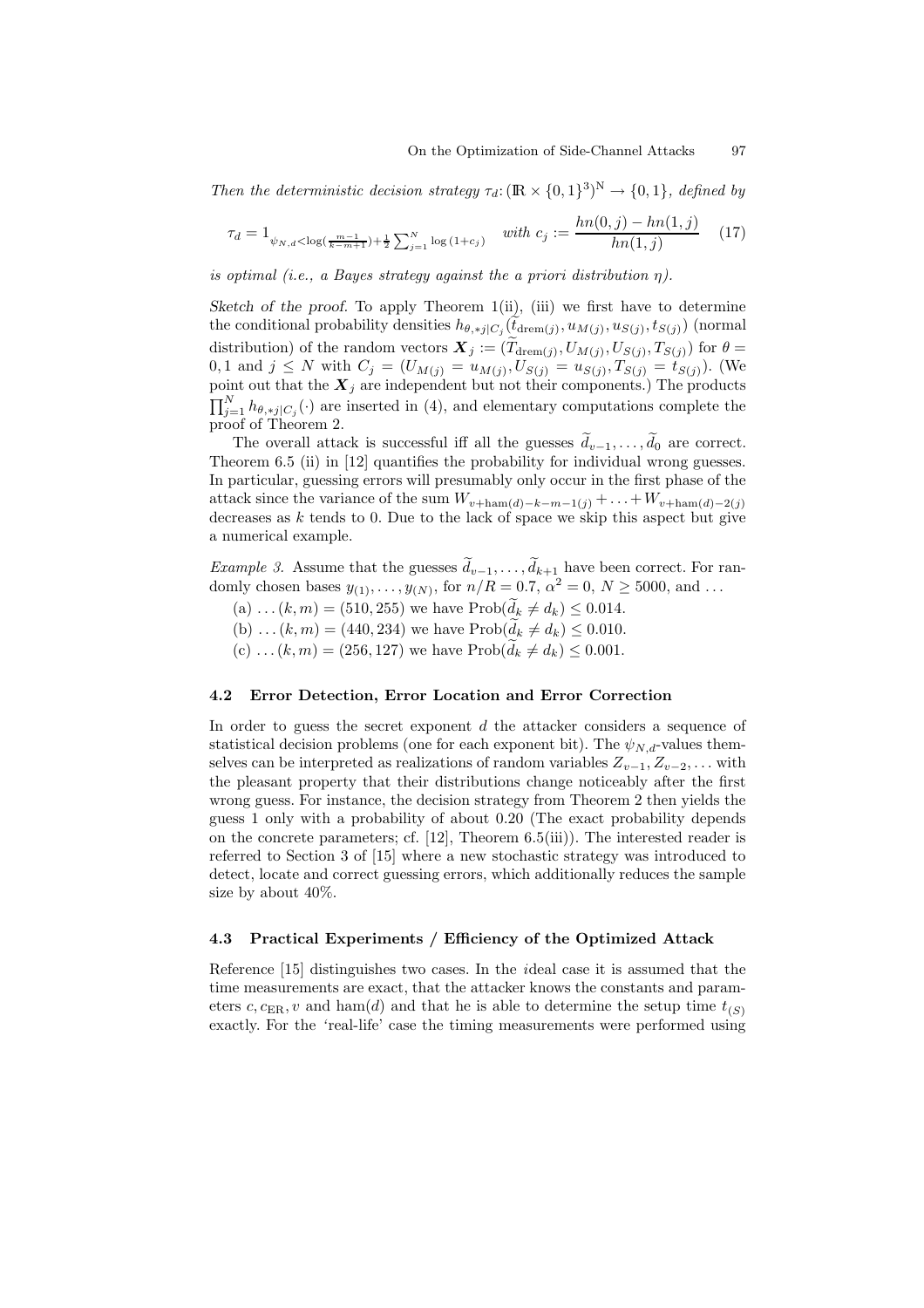*Then the deterministic decision strategy* $\tau_d \colon (\mathbb{R} \times \{0,1\}^3)^N \to \{0,1\}$*, defined by*

$$\tau_d = 1_{\psi_{N,d} < \log(\frac{m-1}{k-m+1}) + \frac{1}{2}\sum_{j=1}^{N} \log(1+c_j)} \quad \text{with } c_j := \frac{hn(0,j) - hn(1,j)}{hn(1,j)} \tag{17}$$

*is optimal (i.e., a Bayes strategy against the a priori distribution* $\eta$*).*

*Sketch of the proof.* To apply Theorem 1(ii), (iii) we first have to determine the conditional probability densities $h_{\theta,*j|C_j}(\tilde{t}_{\text{drem}(j)}, u_{M(j)}, u_{S(j)}, t_{S(j)})$ (normal distribution) of the random vectors $\boldsymbol{X}_j := (\widetilde{T}_{\text{drem}(j)}, U_{M(j)}, U_{S(j)}, T_{S(j)})$ for $\theta = 0, 1$ and $j \leq N$ with $C_j = (U_{M(j)} = u_{M(j)}, U_{S(j)} = u_{S(j)}, T_{S(j)} = t_{S(j)})$. (We point out that the $\boldsymbol{X}_j$ are independent but not their components.) The products $\prod_{j=1}^{N} h_{\theta,*j|C_j}(\cdot)$ are inserted in (4), and elementary computations complete the proof of Theorem 2.

The overall attack is successful iff all the guesses $\widetilde{d}_{v-1}, \ldots, \widetilde{d}_0$ are correct. Theorem 6.5 (ii) in [12] quantifies the probability for individual wrong guesses. In particular, guessing errors will presumably only occur in the first phase of the attack since the variance of the sum $W_{v+\text{ham}(d)-k-m-1(j)} + \ldots + W_{v+\text{ham}(d)-2(j)}$ decreases as $k$ tends to 0. Due to the lack of space we skip this aspect but give a numerical example.

*Example 3.* Assume that the guesses $\widetilde{d}_{v-1}, \ldots, \widetilde{d}_{k+1}$ have been correct. For randomly chosen bases $y_{(1)}, \ldots, y_{(N)}$, for $n/R = 0.7$, $\alpha^2 = 0$, $N \geq 5000$, and ...

(a) ... $(k, m) = (510, 255)$ we have $\text{Prob}(\widetilde{d}_k \neq d_k) \leq 0.014$.
(b) ... $(k, m) = (440, 234)$ we have $\text{Prob}(\widetilde{d}_k \neq d_k) \leq 0.010$.
(c) ... $(k, m) = (256, 127)$ we have $\text{Prob}(\widetilde{d}_k \neq d_k) \leq 0.001$.

### 4.2 Error Detection, Error Location and Error Correction

In order to guess the secret exponent $d$ the attacker considers a sequence of statistical decision problems (one for each exponent bit). The $\psi_{N,d}$-values themselves can be interpreted as realizations of random variables $Z_{v-1}, Z_{v-2}, \ldots$ with the pleasant property that their distributions change noticeably after the first wrong guess. For instance, the decision strategy from Theorem 2 then yields the guess 1 only with a probability of about 0.20 (The exact probability depends on the concrete parameters; cf. [12], Theorem 6.5(iii)). The interested reader is referred to Section 3 of [15] where a new stochastic strategy was introduced to detect, locate and correct guessing errors, which additionally reduces the sample size by about 40%.

### 4.3 Practical Experiments / Efficiency of the Optimized Attack

Reference [15] distinguishes two cases. In the *i*deal case it is assumed that the time measurements are exact, that the attacker knows the constants and parameters $c, c_{\text{ER}}, v$ and $\text{ham}(d)$ and that he is able to determine the setup time $t_{(S)}$ exactly. For the 'real-life' case the timing measurements were performed using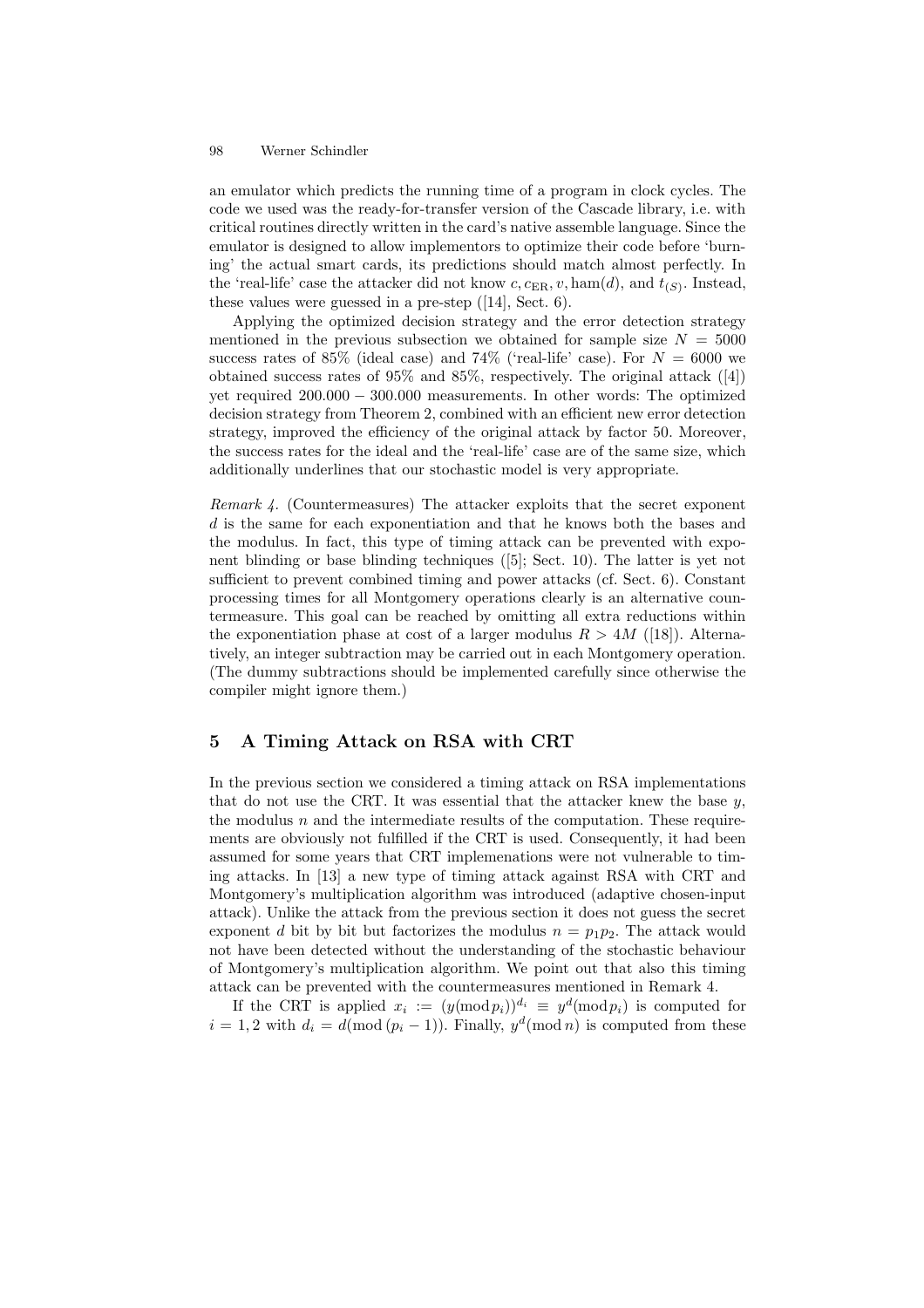an emulator which predicts the running time of a program in clock cycles. The code we used was the ready-for-transfer version of the Cascade library, i.e. with critical routines directly written in the card's native assemble language. Since the emulator is designed to allow implementors to optimize their code before 'burning' the actual smart cards, its predictions should match almost perfectly. In the 'real-life' case the attacker did not know $c, c_{\mathrm{ER}}, v, \mathrm{ham}(d)$, and $t_{(S)}$. Instead, these values were guessed in a pre-step ([14], Sect. 6).

Applying the optimized decision strategy and the error detection strategy mentioned in the previous subsection we obtained for sample size $N = 5000$ success rates of 85% (ideal case) and 74% ('real-life' case). For $N = 6000$ we obtained success rates of 95% and 85%, respectively. The original attack ([4]) yet required 200.000 − 300.000 measurements. In other words: The optimized decision strategy from Theorem 2, combined with an efficient new error detection strategy, improved the efficiency of the original attack by factor 50. Moreover, the success rates for the ideal and the 'real-life' case are of the same size, which additionally underlines that our stochastic model is very appropriate.

*Remark 4.* (Countermeasures) The attacker exploits that the secret exponent $d$ is the same for each exponentiation and that he knows both the bases and the modulus. In fact, this type of timing attack can be prevented with exponent blinding or base blinding techniques ([5]; Sect. 10). The latter is yet not sufficient to prevent combined timing and power attacks (cf. Sect. 6). Constant processing times for all Montgomery operations clearly is an alternative countermeasure. This goal can be reached by omitting all extra reductions within the exponentiation phase at cost of a larger modulus $R > 4M$ ([18]). Alternatively, an integer subtraction may be carried out in each Montgomery operation. (The dummy subtractions should be implemented carefully since otherwise the compiler might ignore them.)

## 5 A Timing Attack on RSA with CRT

In the previous section we considered a timing attack on RSA implementations that do not use the CRT. It was essential that the attacker knew the base $y$, the modulus $n$ and the intermediate results of the computation. These requirements are obviously not fulfilled if the CRT is used. Consequently, it had been assumed for some years that CRT implemenations were not vulnerable to timing attacks. In [13] a new type of timing attack against RSA with CRT and Montgomery's multiplication algorithm was introduced (adaptive chosen-input attack). Unlike the attack from the previous section it does not guess the secret exponent $d$ bit by bit but factorizes the modulus $n = p_1p_2$. The attack would not have been detected without the understanding of the stochastic behaviour of Montgomery's multiplication algorithm. We point out that also this timing attack can be prevented with the countermeasures mentioned in Remark 4.

If the CRT is applied $x_i := (y (\mathrm{mod}\, p_i))^{d_i} \equiv y^d (\mathrm{mod}\, p_i)$ is computed for $i = 1, 2$ with $d_i = d(\mathrm{mod}\,(p_i - 1))$. Finally, $y^d (\mathrm{mod}\, n)$ is computed from these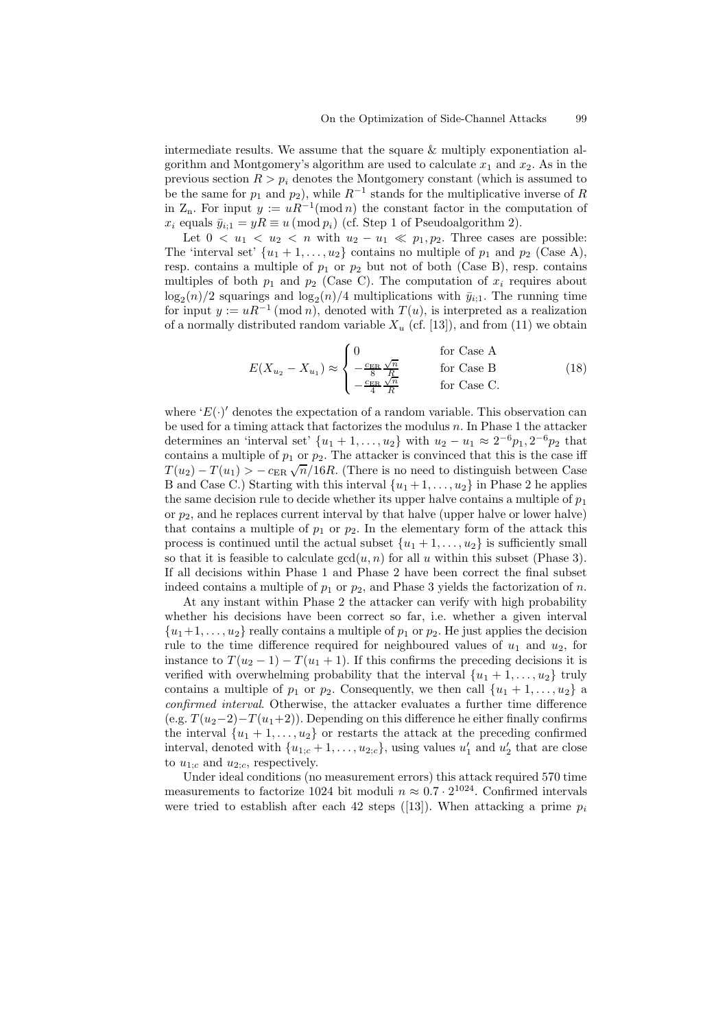intermediate results. We assume that the square & multiply exponentiation algorithm and Montgomery's algorithm are used to calculate $x_1$ and $x_2$. As in the previous section $R > p_i$ denotes the Montgomery constant (which is assumed to be the same for $p_1$ and $p_2$), while $R^{-1}$ stands for the multiplicative inverse of $R$ in $\mathrm{Z_n}$. For input $y := uR^{-1}(\mathrm{mod}\, n)$ the constant factor in the computation of $x_i$ equals $\bar{y}_{i;1} = yR \equiv u\,(\mathrm{mod}\, p_i)$ (cf. Step 1 of Pseudoalgorithm 2).

Let $0 < u_1 < u_2 < n$ with $u_2 - u_1 \ll p_1, p_2$. Three cases are possible: The 'interval set' $\{u_1 + 1, \ldots, u_2\}$ contains no multiple of $p_1$ and $p_2$ (Case A), resp. contains a multiple of $p_1$ or $p_2$ but not of both (Case B), resp. contains multiples of both $p_1$ and $p_2$ (Case C). The computation of $x_i$ requires about $\log_2(n)/2$ squarings and $\log_2(n)/4$ multiplications with $\bar{y}_{i;1}$. The running time for input $y := uR^{-1}\,(\mathrm{mod}\, n)$, denoted with $T(u)$, is interpreted as a realization of a normally distributed random variable $X_u$ (cf. [13]), and from (11) we obtain

$$E(X_{u_2} - X_{u_1}) \approx \begin{cases} 0 & \text{for Case A} \\ -\frac{c_{\mathrm{ER}}}{8}\frac{\sqrt{n}}{R} & \text{for Case B} \\ -\frac{c_{\mathrm{ER}}}{4}\frac{\sqrt{n}}{R} & \text{for Case C.} \end{cases} \tag{18}$$

where '$E(\cdot)$' denotes the expectation of a random variable. This observation can be used for a timing attack that factorizes the modulus $n$. In Phase 1 the attacker determines an 'interval set' $\{u_1+1, \ldots, u_2\}$ with $u_2 - u_1 \approx 2^{-6}p_1, 2^{-6}p_2$ that contains a multiple of $p_1$ or $p_2$. The attacker is convinced that this is the case iff $T(u_2) - T(u_1) > -c_{\mathrm{ER}}\sqrt{n}/16R$. (There is no need to distinguish between Case B and Case C.) Starting with this interval $\{u_1 + 1, \ldots, u_2\}$ in Phase 2 he applies the same decision rule to decide whether its upper halve contains a multiple of $p_1$ or $p_2$, and he replaces current interval by that halve (upper halve or lower halve) that contains a multiple of $p_1$ or $p_2$. In the elementary form of the attack this process is continued until the actual subset $\{u_1 + 1, \ldots, u_2\}$ is sufficiently small so that it is feasible to calculate $\gcd(u, n)$ for all $u$ within this subset (Phase 3). If all decisions within Phase 1 and Phase 2 have been correct the final subset indeed contains a multiple of $p_1$ or $p_2$, and Phase 3 yields the factorization of $n$.

At any instant within Phase 2 the attacker can verify with high probability whether his decisions have been correct so far, i.e. whether a given interval $\{u_1+1, \ldots, u_2\}$ really contains a multiple of $p_1$ or $p_2$. He just applies the decision rule to the time difference required for neighboured values of $u_1$ and $u_2$, for instance to $T(u_2 - 1) - T(u_1 + 1)$. If this confirms the preceding decisions it is verified with overwhelming probability that the interval $\{u_1 + 1, \ldots, u_2\}$ truly contains a multiple of $p_1$ or $p_2$. Consequently, we then call $\{u_1 + 1, \ldots, u_2\}$ a *confirmed interval*. Otherwise, the attacker evaluates a further time difference (e.g. $T(u_2-2)-T(u_1+2)$). Depending on this difference he either finally confirms the interval $\{u_1 + 1, \ldots, u_2\}$ or restarts the attack at the preceding confirmed interval, denoted with $\{u_{1;c} + 1, \ldots, u_{2;c}\}$, using values $u_1'$ and $u_2'$ that are close to $u_{1;c}$ and $u_{2;c}$, respectively.

Under ideal conditions (no measurement errors) this attack required 570 time measurements to factorize 1024 bit moduli $n \approx 0.7 \cdot 2^{1024}$. Confirmed intervals were tried to establish after each 42 steps ([13]). When attacking a prime $p_i$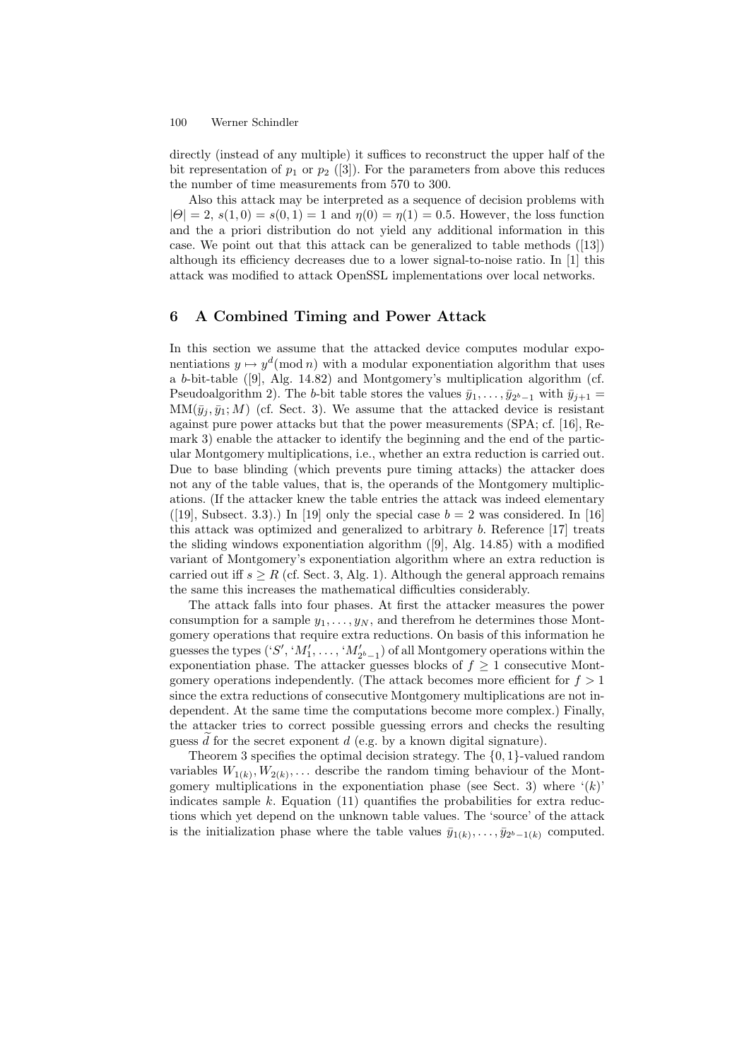directly (instead of any multiple) it suffices to reconstruct the upper half of the bit representation of $p_1$ or $p_2$ ([3]). For the parameters from above this reduces the number of time measurements from 570 to 300.

Also this attack may be interpreted as a sequence of decision problems with $|\Theta| = 2$, $s(1,0) = s(0,1) = 1$ and $\eta(0) = \eta(1) = 0.5$. However, the loss function and the a priori distribution do not yield any additional information in this case. We point out that this attack can be generalized to table methods ([13]) although its efficiency decreases due to a lower signal-to-noise ratio. In [1] this attack was modified to attack OpenSSL implementations over local networks.

## 6 A Combined Timing and Power Attack

In this section we assume that the attacked device computes modular exponentiations $y \mapsto y^d (\bmod\, n)$ with a modular exponentiation algorithm that uses a $b$-bit-table ([9], Alg. 14.82) and Montgomery's multiplication algorithm (cf. Pseudoalgorithm 2). The $b$-bit table stores the values $\bar{y}_1, \ldots, \bar{y}_{2^b-1}$ with $\bar{y}_{j+1} = \mathrm{MM}(\bar{y}_j, \bar{y}_1; M)$ (cf. Sect. 3). We assume that the attacked device is resistant against pure power attacks but that the power measurements (SPA; cf. [16], Remark 3) enable the attacker to identify the beginning and the end of the particular Montgomery multiplications, i.e., whether an extra reduction is carried out. Due to base blinding (which prevents pure timing attacks) the attacker does not any of the table values, that is, the operands of the Montgomery multiplications. (If the attacker knew the table entries the attack was indeed elementary ([19], Subsect. 3.3).) In [19] only the special case $b = 2$ was considered. In [16] this attack was optimized and generalized to arbitrary $b$. Reference [17] treats the sliding windows exponentiation algorithm ([9], Alg. 14.85) with a modified variant of Montgomery's exponentiation algorithm where an extra reduction is carried out iff $s \geq R$ (cf. Sect. 3, Alg. 1). Although the general approach remains the same this increases the mathematical difficulties considerably.

The attack falls into four phases. At first the attacker measures the power consumption for a sample $y_1, \ldots, y_N$, and therefrom he determines those Montgomery operations that require extra reductions. On basis of this information he guesses the types ('$S$', '$M'_1$, ..., '$M'_{2^b-1}$) of all Montgomery operations within the exponentiation phase. The attacker guesses blocks of $f \geq 1$ consecutive Montgomery operations independently. (The attack becomes more efficient for $f > 1$ since the extra reductions of consecutive Montgomery multiplications are not independent. At the same time the computations become more complex.) Finally, the attacker tries to correct possible guessing errors and checks the resulting guess $\widetilde{d}$ for the secret exponent $d$ (e.g. by a known digital signature).

Theorem 3 specifies the optimal decision strategy. The $\{0,1\}$-valued random variables $W_{1(k)}, W_{2(k)}, \ldots$ describe the random timing behaviour of the Montgomery multiplications in the exponentiation phase (see Sect. 3) where '$(k)$' indicates sample $k$. Equation (11) quantifies the probabilities for extra reductions which yet depend on the unknown table values. The 'source' of the attack is the initialization phase where the table values $\bar{y}_{1(k)}, \ldots, \bar{y}_{2^b-1(k)}$ computed.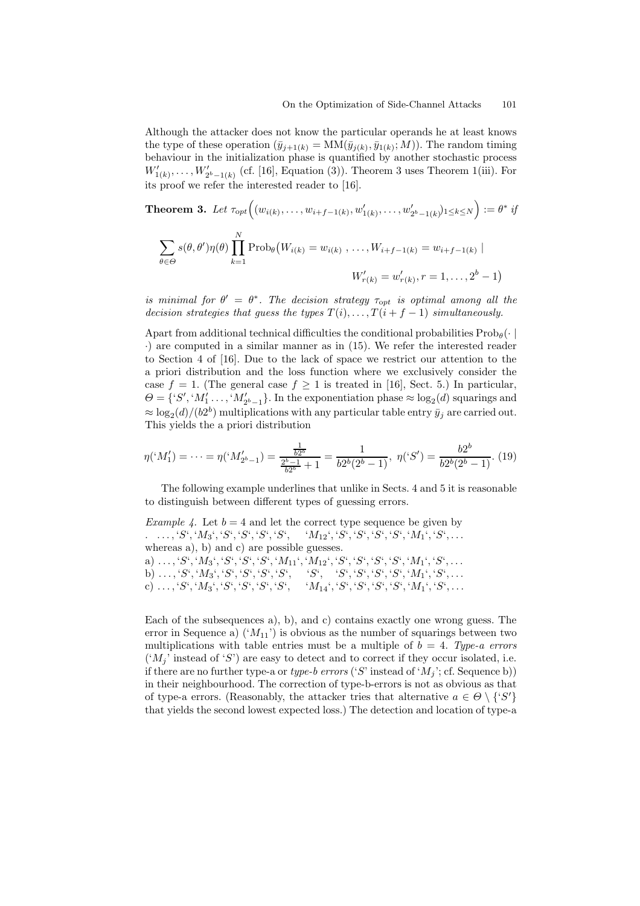Although the attacker does not know the particular operands he at least knows the type of these operation ($\bar{y}_{j+1(k)} = \mathrm{MM}(\bar{y}_{j(k)}, \bar{y}_{1(k)}; M)$). The random timing behaviour in the initialization phase is quantified by another stochastic process $W'_{1(k)}, \ldots, W'_{2^b-1(k)}$ (cf. [16], Equation (3)). Theorem 3 uses Theorem 1(iii). For its proof we refer the interested reader to [16].

**Theorem 3.** *Let* $\tau_{opt}\Big((w_{i(k)}, \ldots, w_{i+f-1(k)}, w'_{1(k)}, \ldots, w'_{2^b-1(k)})_{1\le k\le N}\Big) := \theta^*$ *if*

$$\sum_{\theta\in\Theta} s(\theta,\theta')\eta(\theta)\prod_{k=1}^{N} \mathrm{Prob}_\theta\big(W_{i(k)} = w_{i(k)}\ , \ldots, W_{i+f-1(k)} = w_{i+f-1(k)} \mid W'_{r(k)} = w'_{r(k)}, r = 1, \ldots, 2^b-1\big)$$

*is minimal for* $\theta' = \theta^*$. *The decision strategy* $\tau_{opt}$ *is optimal among all the decision strategies that guess the types* $T(i), \ldots, T(i+f-1)$ *simultaneously.*

Apart from additional technical difficulties the conditional probabilities $\mathrm{Prob}_\theta(\cdot \mid \cdot)$ are computed in a similar manner as in (15). We refer the interested reader to Section 4 of [16]. Due to the lack of space we restrict our attention to the a priori distribution and the loss function where we exclusively consider the case $f = 1$. (The general case $f \ge 1$ is treated in [16], Sect. 5.) In particular, $\Theta = \{`S', `M'_1 \ldots, `M'_{2^b-1}\}$. In the exponentiation phase $\approx \log_2(d)$ squarings and $\approx \log_2(d)/(b2^b)$ multiplications with any particular table entry $\bar{y}_j$ are carried out. This yields the a priori distribution

$$\eta(`M'_1) = \cdots = \eta(`M'_{2^b-1}) = \frac{\frac{1}{b2^b}}{\frac{2^b-1}{b2^b}+1} = \frac{1}{b2^b(2^b-1)},\ \eta(`S') = \frac{b2^b}{b2^b(2^b-1)}. \quad (19)$$

The following example underlines that unlike in Sects. 4 and 5 it is reasonable to distinguish between different types of guessing errors.

*Example 4.* Let $b = 4$ and let the correct type sequence be given by
. $\ldots$, 'S', '$M_3$', 'S', 'S', 'S', 'S', '$M_{12}$', 'S', 'S', 'S', 'S', '$M_1$', 'S', $\ldots$
whereas a), b) and c) are possible guesses.
a) $\ldots$, 'S', '$M_3$', 'S', 'S', 'S', '$M_{11}$', '$M_{12}$', 'S', 'S', 'S', 'S', '$M_1$', 'S', $\ldots$
b) $\ldots$, 'S', '$M_3$', 'S', 'S', 'S', 'S', 'S', 'S', 'S', 'S', 'S', '$M_1$', 'S', $\ldots$
c) $\ldots$, 'S', '$M_3$', 'S', 'S', 'S', 'S', '$M_{14}$', 'S', 'S', 'S', 'S', '$M_1$', 'S', $\ldots$

Each of the subsequences a), b), and c) contains exactly one wrong guess. The error in Sequence a) ('$M_{11}$') is obvious as the number of squarings between two multiplications with table entries must be a multiple of $b = 4$. *Type-a errors* ('$M_j$' instead of '$S$') are easy to detect and to correct if they occur isolated, i.e. if there are no further type-a or *type-b errors* ('$S$' instead of '$M_j$'; cf. Sequence b)) in their neighbourhood. The correction of type-b-errors is not as obvious as that of type-a errors. (Reasonably, the attacker tries that alternative $a \in \Theta \setminus \{`S'\}$ that yields the second lowest expected loss.) The detection and location of type-a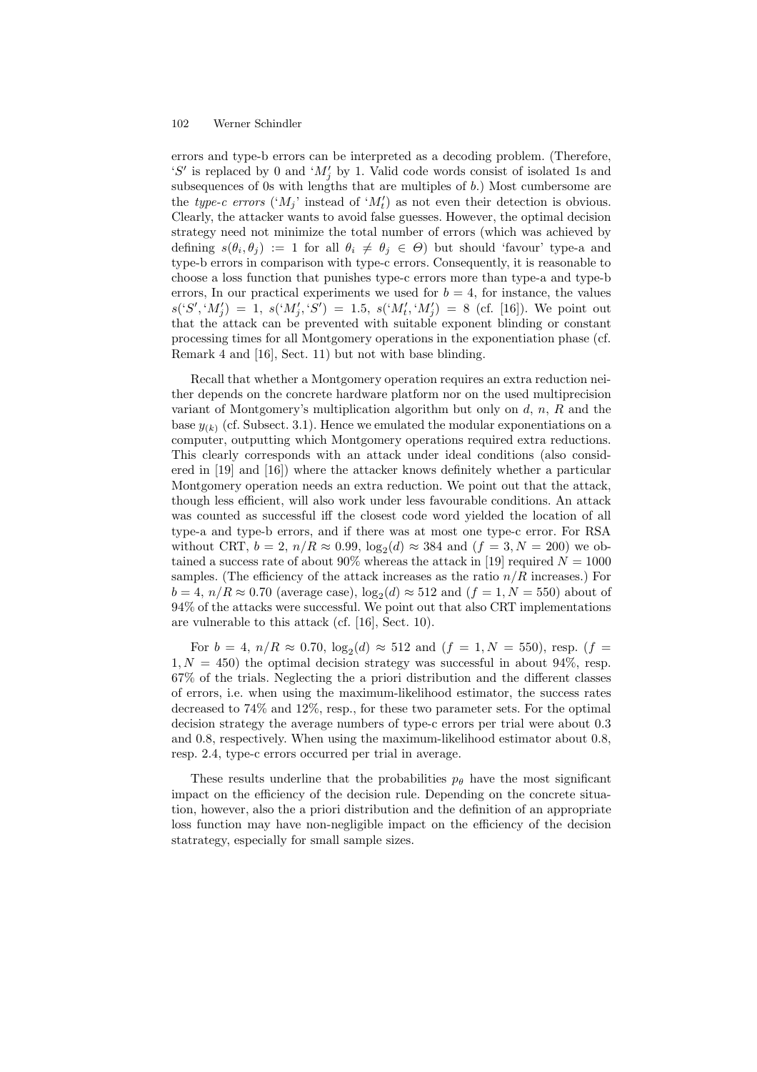errors and type-b errors can be interpreted as a decoding problem. (Therefore, '$S'$' is replaced by 0 and '$M'_j$' by 1. Valid code words consist of isolated 1s and subsequences of 0s with lengths that are multiples of $b$.) Most cumbersome are the *type-c errors* ('$M_j$' instead of '$M'_t$') as not even their detection is obvious. Clearly, the attacker wants to avoid false guesses. However, the optimal decision strategy need not minimize the total number of errors (which was achieved by defining $s(\theta_i, \theta_j) := 1$ for all $\theta_i \neq \theta_j \in \Theta$) but should 'favour' type-a and type-b errors in comparison with type-c errors. Consequently, it is reasonable to choose a loss function that punishes type-c errors more than type-a and type-b errors, In our practical experiments we used for $b = 4$, for instance, the values $s(\text{'}S'\text{'}, \text{'}M'_j\text{'}) = 1$, $s(\text{'}M'_j\text{'}, \text{'}S'\text{'}) = 1.5$, $s(\text{'}M'_t\text{'}, \text{'}M'_j\text{'}) = 8$ (cf. [16]). We point out that the attack can be prevented with suitable exponent blinding or constant processing times for all Montgomery operations in the exponentiation phase (cf. Remark 4 and [16], Sect. 11) but not with base blinding.

Recall that whether a Montgomery operation requires an extra reduction neither depends on the concrete hardware platform nor on the used multiprecision variant of Montgomery's multiplication algorithm but only on $d$, $n$, $R$ and the base $y_{(k)}$ (cf. Subsect. 3.1). Hence we emulated the modular exponentiations on a computer, outputting which Montgomery operations required extra reductions. This clearly corresponds with an attack under ideal conditions (also considered in [19] and [16]) where the attacker knows definitely whether a particular Montgomery operation needs an extra reduction. We point out that the attack, though less efficient, will also work under less favourable conditions. An attack was counted as successful iff the closest code word yielded the location of all type-a and type-b errors, and if there was at most one type-c error. For RSA without CRT, $b = 2$, $n/R \approx 0.99$, $\log_2(d) \approx 384$ and $(f = 3, N = 200)$ we obtained a success rate of about 90% whereas the attack in [19] required $N = 1000$ samples. (The efficiency of the attack increases as the ratio $n/R$ increases.) For $b = 4$, $n/R \approx 0.70$ (average case), $\log_2(d) \approx 512$ and $(f = 1, N = 550)$ about of 94% of the attacks were successful. We point out that also CRT implementations are vulnerable to this attack (cf. [16], Sect. 10).

For $b = 4$, $n/R \approx 0.70$, $\log_2(d) \approx 512$ and $(f = 1, N = 550)$, resp. $(f = 1, N = 450)$ the optimal decision strategy was successful in about 94%, resp. 67% of the trials. Neglecting the a priori distribution and the different classes of errors, i.e. when using the maximum-likelihood estimator, the success rates decreased to 74% and 12%, resp., for these two parameter sets. For the optimal decision strategy the average numbers of type-c errors per trial were about 0.3 and 0.8, respectively. When using the maximum-likelihood estimator about 0.8, resp. 2.4, type-c errors occurred per trial in average.

These results underline that the probabilities $p_\theta$ have the most significant impact on the efficiency of the decision rule. Depending on the concrete situation, however, also the a priori distribution and the definition of an appropriate loss function may have non-negligible impact on the efficiency of the decision statrategy, especially for small sample sizes.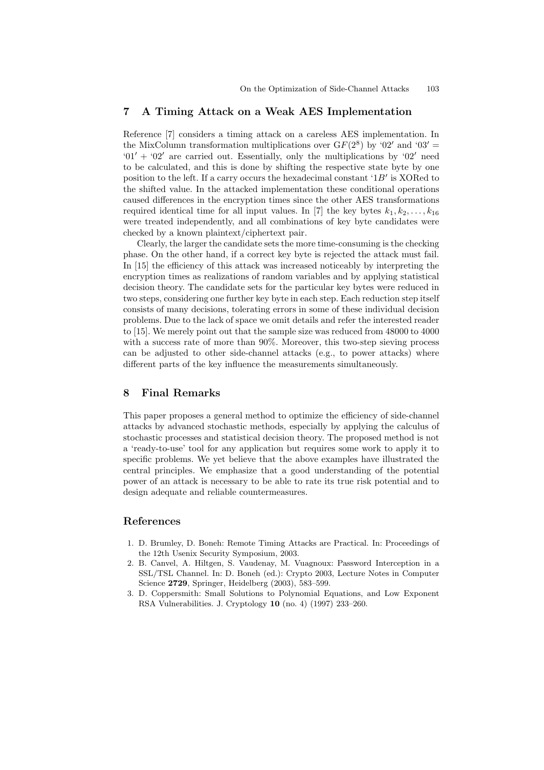## 7 A Timing Attack on a Weak AES Implementation

Reference [7] considers a timing attack on a careless AES implementation. In the MixColumn transformation multiplications over $GF(2^8)$ by '02' and '03' = '01' + '02' are carried out. Essentially, only the multiplications by '02' need to be calculated, and this is done by shifting the respective state byte by one position to the left. If a carry occurs the hexadecimal constant '1B' is XORed to the shifted value. In the attacked implementation these conditional operations caused differences in the encryption times since the other AES transformations required identical time for all input values. In [7] the key bytes $k_1, k_2, \ldots, k_{16}$ were treated independently, and all combinations of key byte candidates were checked by a known plaintext/ciphertext pair.

Clearly, the larger the candidate sets the more time-consuming is the checking phase. On the other hand, if a correct key byte is rejected the attack must fail. In [15] the efficiency of this attack was increased noticeably by interpreting the encryption times as realizations of random variables and by applying statistical decision theory. The candidate sets for the particular key bytes were reduced in two steps, considering one further key byte in each step. Each reduction step itself consists of many decisions, tolerating errors in some of these individual decision problems. Due to the lack of space we omit details and refer the interested reader to [15]. We merely point out that the sample size was reduced from 48000 to 4000 with a success rate of more than 90%. Moreover, this two-step sieving process can be adjusted to other side-channel attacks (e.g., to power attacks) where different parts of the key influence the measurements simultaneously.

## 8 Final Remarks

This paper proposes a general method to optimize the efficiency of side-channel attacks by advanced stochastic methods, especially by applying the calculus of stochastic processes and statistical decision theory. The proposed method is not a 'ready-to-use' tool for any application but requires some work to apply it to specific problems. We yet believe that the above examples have illustrated the central principles. We emphasize that a good understanding of the potential power of an attack is necessary to be able to rate its true risk potential and to design adequate and reliable countermeasures.

## References

1. D. Brumley, D. Boneh: Remote Timing Attacks are Practical. In: Proceedings of the 12th Usenix Security Symposium, 2003.
2. B. Canvel, A. Hiltgen, S. Vaudenay, M. Vuagnoux: Password Interception in a SSL/TSL Channel. In: D. Boneh (ed.): Crypto 2003, Lecture Notes in Computer Science **2729**, Springer, Heidelberg (2003), 583–599.
3. D. Coppersmith: Small Solutions to Polynomial Equations, and Low Exponent RSA Vulnerabilities. J. Cryptology **10** (no. 4) (1997) 233–260.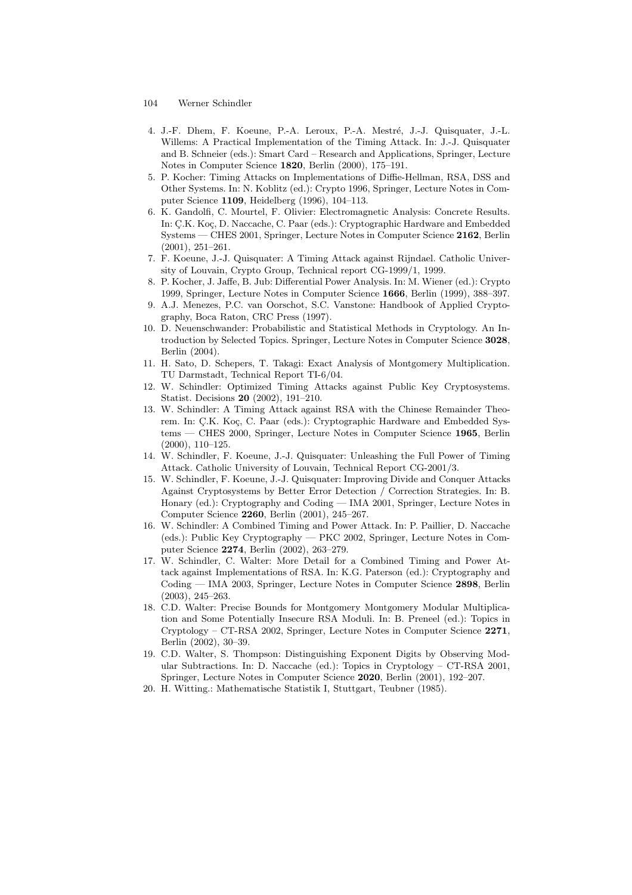4. J.-F. Dhem, F. Koeune, P.-A. Leroux, P.-A. Mestré, J.-J. Quisquater, J.-L. Willems: A Practical Implementation of the Timing Attack. In: J.-J. Quisquater and B. Schneier (eds.): Smart Card – Research and Applications, Springer, Lecture Notes in Computer Science **1820**, Berlin (2000), 175–191.
5. P. Kocher: Timing Attacks on Implementations of Diffie-Hellman, RSA, DSS and Other Systems. In: N. Koblitz (ed.): Crypto 1996, Springer, Lecture Notes in Computer Science **1109**, Heidelberg (1996), 104–113.
6. K. Gandolfi, C. Mourtel, F. Olivier: Electromagnetic Analysis: Concrete Results. In: Ç.K. Koç, D. Naccache, C. Paar (eds.): Cryptographic Hardware and Embedded Systems — CHES 2001, Springer, Lecture Notes in Computer Science **2162**, Berlin (2001), 251–261.
7. F. Koeune, J.-J. Quisquater: A Timing Attack against Rijndael. Catholic University of Louvain, Crypto Group, Technical report CG-1999/1, 1999.
8. P. Kocher, J. Jaffe, B. Jub: Differential Power Analysis. In: M. Wiener (ed.): Crypto 1999, Springer, Lecture Notes in Computer Science **1666**, Berlin (1999), 388–397.
9. A.J. Menezes, P.C. van Oorschot, S.C. Vanstone: Handbook of Applied Cryptography, Boca Raton, CRC Press (1997).
10. D. Neuenschwander: Probabilistic and Statistical Methods in Cryptology. An Introduction by Selected Topics. Springer, Lecture Notes in Computer Science **3028**, Berlin (2004).
11. H. Sato, D. Schepers, T. Takagi: Exact Analysis of Montgomery Multiplication. TU Darmstadt, Technical Report TI-6/04.
12. W. Schindler: Optimized Timing Attacks against Public Key Cryptosystems. Statist. Decisions **20** (2002), 191–210.
13. W. Schindler: A Timing Attack against RSA with the Chinese Remainder Theorem. In: Ç.K. Koç, C. Paar (eds.): Cryptographic Hardware and Embedded Systems — CHES 2000, Springer, Lecture Notes in Computer Science **1965**, Berlin (2000), 110–125.
14. W. Schindler, F. Koeune, J.-J. Quisquater: Unleashing the Full Power of Timing Attack. Catholic University of Louvain, Technical Report CG-2001/3.
15. W. Schindler, F. Koeune, J.-J. Quisquater: Improving Divide and Conquer Attacks Against Cryptosystems by Better Error Detection / Correction Strategies. In: B. Honary (ed.): Cryptography and Coding — IMA 2001, Springer, Lecture Notes in Computer Science **2260**, Berlin (2001), 245–267.
16. W. Schindler: A Combined Timing and Power Attack. In: P. Paillier, D. Naccache (eds.): Public Key Cryptography — PKC 2002, Springer, Lecture Notes in Computer Science **2274**, Berlin (2002), 263–279.
17. W. Schindler, C. Walter: More Detail for a Combined Timing and Power Attack against Implementations of RSA. In: K.G. Paterson (ed.): Cryptography and Coding — IMA 2003, Springer, Lecture Notes in Computer Science **2898**, Berlin (2003), 245–263.
18. C.D. Walter: Precise Bounds for Montgomery Montgomery Modular Multiplication and Some Potentially Insecure RSA Moduli. In: B. Preneel (ed.): Topics in Cryptology – CT-RSA 2002, Springer, Lecture Notes in Computer Science **2271**, Berlin (2002), 30–39.
19. C.D. Walter, S. Thompson: Distinguishing Exponent Digits by Observing Modular Subtractions. In: D. Naccache (ed.): Topics in Cryptology – CT-RSA 2001, Springer, Lecture Notes in Computer Science **2020**, Berlin (2001), 192–207.
20. H. Witting.: Mathematische Statistik I, Stuttgart, Teubner (1985).